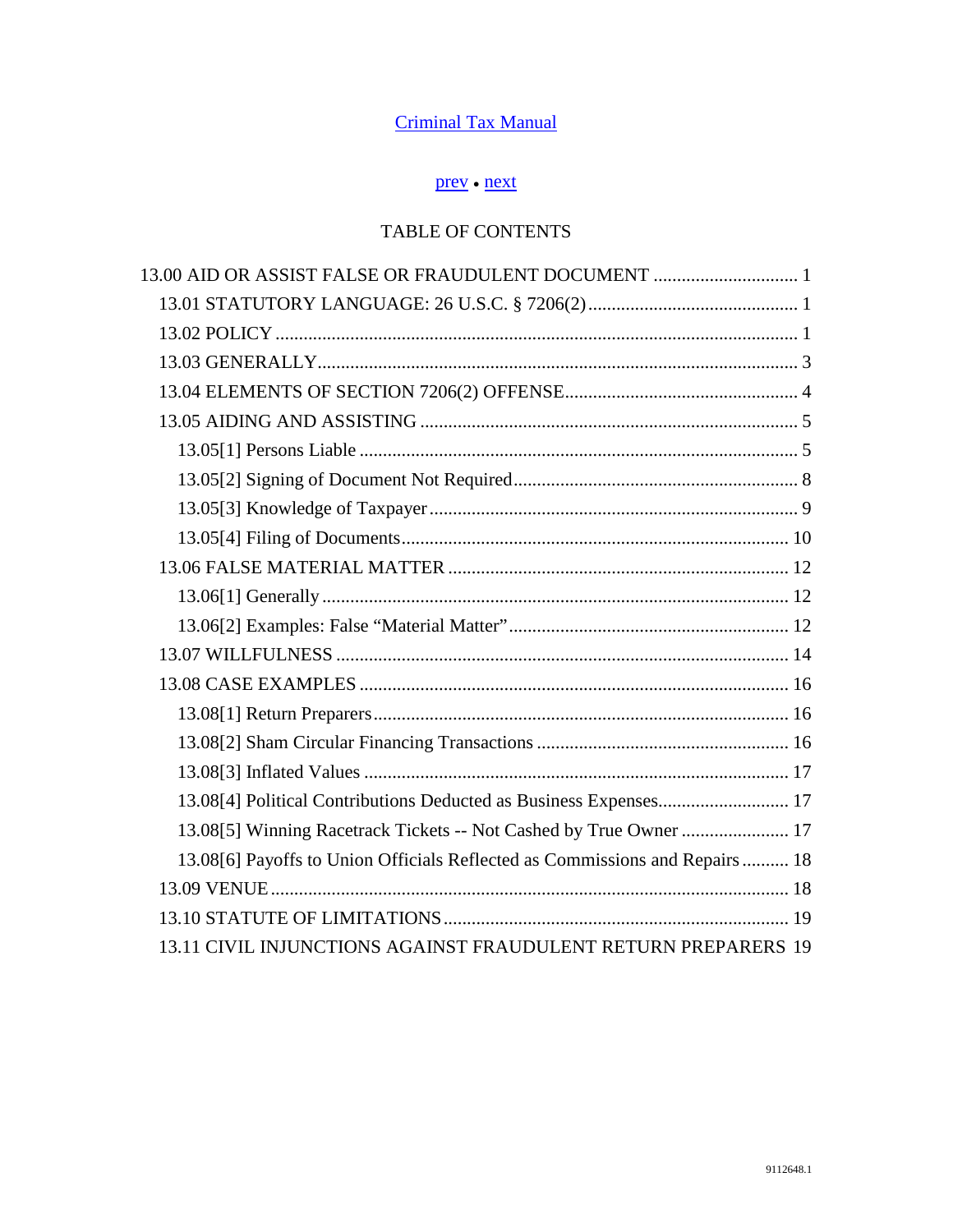[Criminal Tax Manual](#)

[prev](#) • [next](#)

TABLE OF CONTENTS

13.00 AID OR ASSIST FALSE OR FRAUDULENT DOCUMENT ............................... 1

- 13.01 STATUTORY LANGUAGE: 26 U.S.C. § 7206(2) ............................................. 1
- 13.02 POLICY ............................................................................................................. 1
- 13.03 GENERALLY ...................................................................................................... 3
- 13.04 ELEMENTS OF SECTION 7206(2) OFFENSE .................................................. 4
- 13.05 AIDING AND ASSISTING ................................................................................. 5
  - 13.05[1] Persons Liable ............................................................................................ 5
  - 13.05[2] Signing of Document Not Required ............................................................ 8
  - 13.05[3] Knowledge of Taxpayer ............................................................................... 9
  - 13.05[4] Filing of Documents .................................................................................. 10
- 13.06 FALSE MATERIAL MATTER ......................................................................... 12
  - 13.06[1] Generally ................................................................................................... 12
  - 13.06[2] Examples: False “Material Matter” ............................................................ 12
- 13.07 WILLFULNESS ................................................................................................ 14
- 13.08 CASE EXAMPLES ........................................................................................... 16
  - 13.08[1] Return Preparers ........................................................................................ 16
  - 13.08[2] Sham Circular Financing Transactions ...................................................... 16
  - 13.08[3] Inflated Values .......................................................................................... 17
  - 13.08[4] Political Contributions Deducted as Business Expenses ............................ 17
  - 13.08[5] Winning Racetrack Tickets -- Not Cashed by True Owner ....................... 17
  - 13.08[6] Payoffs to Union Officials Reflected as Commissions and Repairs .......... 18
- 13.09 VENUE .............................................................................................................. 18
- 13.10 STATUTE OF LIMITATIONS ......................................................................... 19
- 13.11 CIVIL INJUNCTIONS AGAINST FRAUDULENT RETURN PREPARERS 19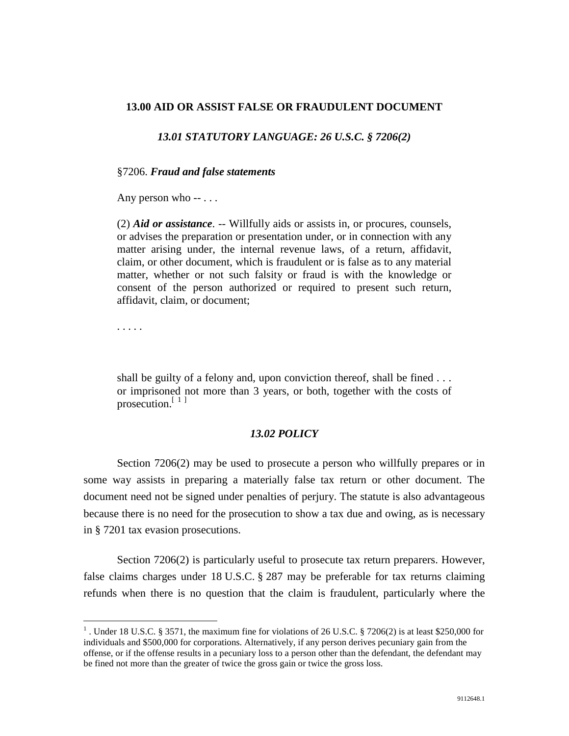## 13.00 AID OR ASSIST FALSE OR FRAUDULENT DOCUMENT

### *13.01 STATUTORY LANGUAGE: 26 U.S.C. § 7206(2)*

> §7206. ***Fraud and false statements***
>
> Any person who -- . . .
>
> (2) ***Aid or assistance***. -- Willfully aids or assists in, or procures, counsels, or advises the preparation or presentation under, or in connection with any matter arising under, the internal revenue laws, of a return, affidavit, claim, or other document, which is fraudulent or is false as to any material matter, whether or not such falsity or fraud is with the knowledge or consent of the person authorized or required to present such return, affidavit, claim, or document;
>
> . . . . .
>
> shall be guilty of a felony and, upon conviction thereof, shall be fined . . . or imprisoned not more than 3 years, or both, together with the costs of prosecution.[1]

### *13.02 POLICY*

Section 7206(2) may be used to prosecute a person who willfully prepares or in some way assists in preparing a materially false tax return or other document. The document need not be signed under penalties of perjury. The statute is also advantageous because there is no need for the prosecution to show a tax due and owing, as is necessary in § 7201 tax evasion prosecutions.

Section 7206(2) is particularly useful to prosecute tax return preparers. However, false claims charges under 18 U.S.C. § 287 may be preferable for tax returns claiming refunds when there is no question that the claim is fraudulent, particularly where the

---

[1] . Under 18 U.S.C. § 3571, the maximum fine for violations of 26 U.S.C. § 7206(2) is at least $250,000 for individuals and $500,000 for corporations. Alternatively, if any person derives pecuniary gain from the offense, or if the offense results in a pecuniary loss to a person other than the defendant, the defendant may be fined not more than the greater of twice the gross gain or twice the gross loss.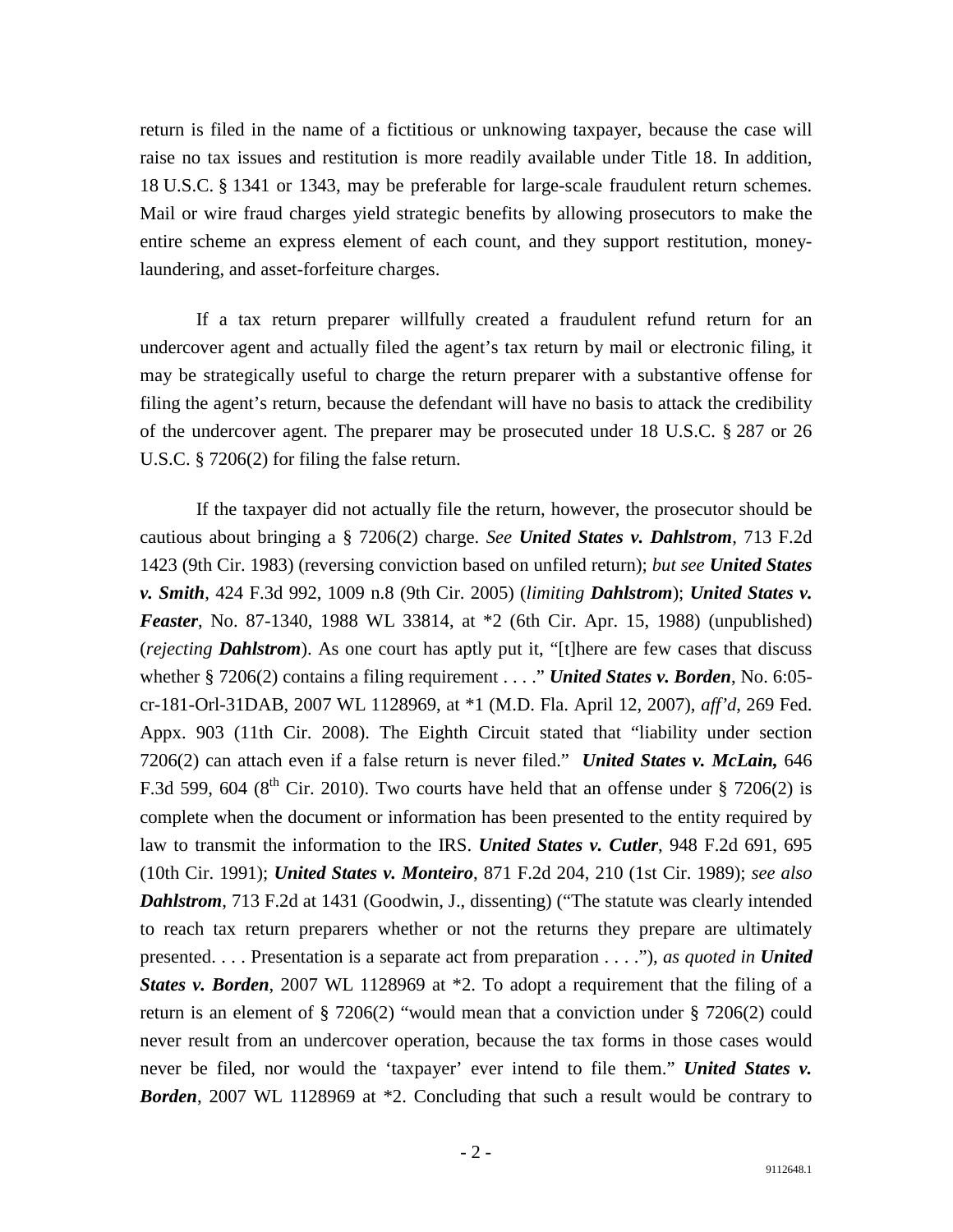return is filed in the name of a fictitious or unknowing taxpayer, because the case will raise no tax issues and restitution is more readily available under Title 18. In addition, 18 U.S.C. § 1341 or 1343, may be preferable for large-scale fraudulent return schemes. Mail or wire fraud charges yield strategic benefits by allowing prosecutors to make the entire scheme an express element of each count, and they support restitution, money-laundering, and asset-forfeiture charges.

If a tax return preparer willfully created a fraudulent refund return for an undercover agent and actually filed the agent's tax return by mail or electronic filing, it may be strategically useful to charge the return preparer with a substantive offense for filing the agent's return, because the defendant will have no basis to attack the credibility of the undercover agent. The preparer may be prosecuted under 18 U.S.C. § 287 or 26 U.S.C. § 7206(2) for filing the false return.

If the taxpayer did not actually file the return, however, the prosecutor should be cautious about bringing a § 7206(2) charge. *See* ***United States v. Dahlstrom***, 713 F.2d 1423 (9th Cir. 1983) (reversing conviction based on unfiled return); *but see* ***United States v. Smith***, 424 F.3d 992, 1009 n.8 (9th Cir. 2005) (*limiting* ***Dahlstrom***); ***United States v. Feaster***, No. 87-1340, 1988 WL 33814, at *2 (6th Cir. Apr. 15, 1988) (unpublished) (*rejecting* ***Dahlstrom***). As one court has aptly put it, "[t]here are few cases that discuss whether § 7206(2) contains a filing requirement . . . ." ***United States v. Borden***, No. 6:05-cr-181-Orl-31DAB, 2007 WL 1128969, at *1 (M.D. Fla. April 12, 2007), *aff'd*, 269 Fed. Appx. 903 (11th Cir. 2008). The Eighth Circuit stated that "liability under section 7206(2) can attach even if a false return is never filed." ***United States v. McLain,*** 646 F.3d 599, 604 (8th Cir. 2010). Two courts have held that an offense under § 7206(2) is complete when the document or information has been presented to the entity required by law to transmit the information to the IRS. ***United States v. Cutler***, 948 F.2d 691, 695 (10th Cir. 1991); ***United States v. Monteiro***, 871 F.2d 204, 210 (1st Cir. 1989); *see also* ***Dahlstrom***, 713 F.2d at 1431 (Goodwin, J., dissenting) ("The statute was clearly intended to reach tax return preparers whether or not the returns they prepare are ultimately presented. . . . Presentation is a separate act from preparation . . . ."), *as quoted in* ***United States v. Borden***, 2007 WL 1128969 at *2. To adopt a requirement that the filing of a return is an element of § 7206(2) "would mean that a conviction under § 7206(2) could never result from an undercover operation, because the tax forms in those cases would never be filed, nor would the 'taxpayer' ever intend to file them." ***United States v. Borden***, 2007 WL 1128969 at *2. Concluding that such a result would be contrary to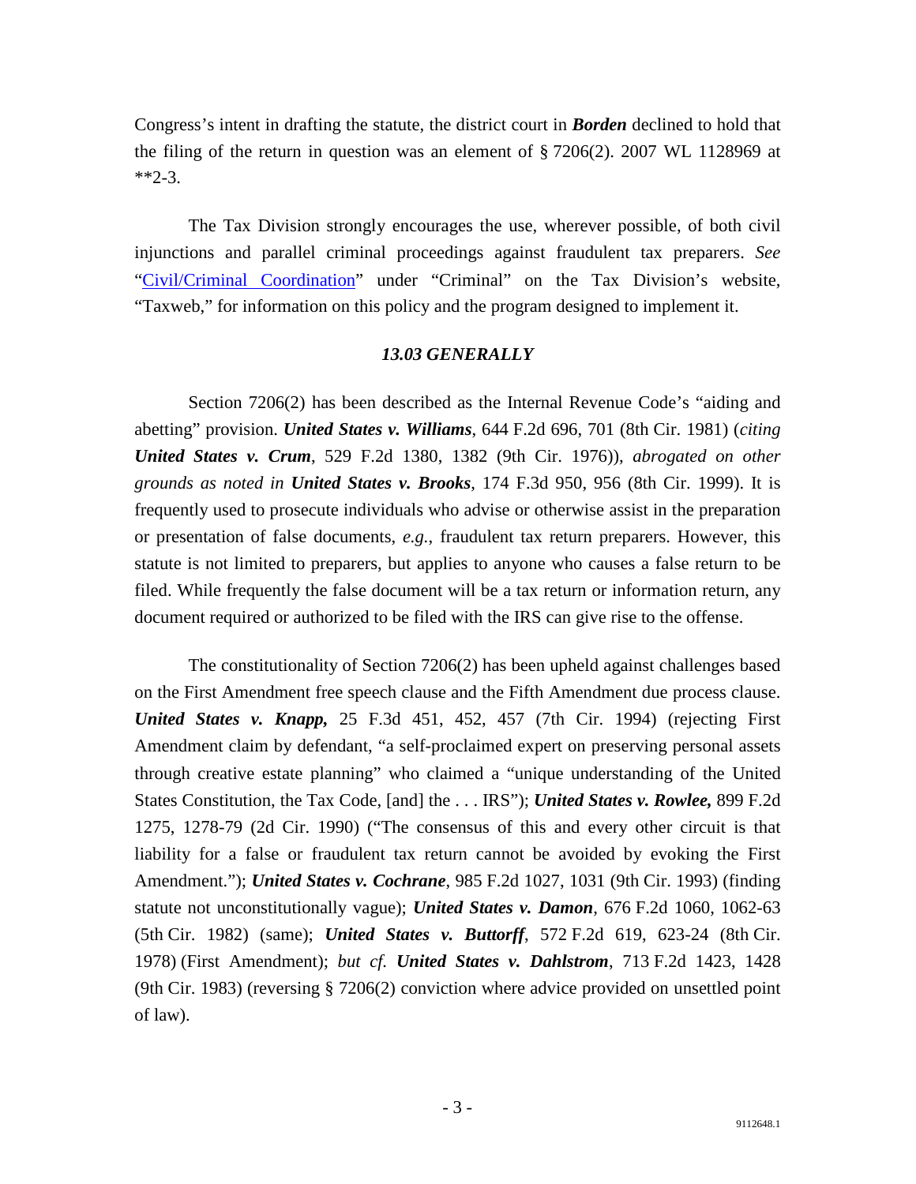Congress's intent in drafting the statute, the district court in ***Borden*** declined to hold that the filing of the return in question was an element of § 7206(2). 2007 WL 1128969 at **2-3.

The Tax Division strongly encourages the use, wherever possible, of both civil injunctions and parallel criminal proceedings against fraudulent tax preparers. *See* "Civil/Criminal Coordination" under "Criminal" on the Tax Division's website, "Taxweb," for information on this policy and the program designed to implement it.

### *13.03 GENERALLY*

Section 7206(2) has been described as the Internal Revenue Code's "aiding and abetting" provision. ***United States v. Williams***, 644 F.2d 696, 701 (8th Cir. 1981) (*citing* ***United States v. Crum***, 529 F.2d 1380, 1382 (9th Cir. 1976)), *abrogated on other grounds as noted in* ***United States v. Brooks***, 174 F.3d 950, 956 (8th Cir. 1999). It is frequently used to prosecute individuals who advise or otherwise assist in the preparation or presentation of false documents, *e.g.*, fraudulent tax return preparers. However, this statute is not limited to preparers, but applies to anyone who causes a false return to be filed. While frequently the false document will be a tax return or information return, any document required or authorized to be filed with the IRS can give rise to the offense.

The constitutionality of Section 7206(2) has been upheld against challenges based on the First Amendment free speech clause and the Fifth Amendment due process clause. ***United States v. Knapp,*** 25 F.3d 451, 452, 457 (7th Cir. 1994) (rejecting First Amendment claim by defendant, "a self-proclaimed expert on preserving personal assets through creative estate planning" who claimed a "unique understanding of the United States Constitution, the Tax Code, [and] the . . . IRS"); ***United States v. Rowlee,*** 899 F.2d 1275, 1278-79 (2d Cir. 1990) ("The consensus of this and every other circuit is that liability for a false or fraudulent tax return cannot be avoided by evoking the First Amendment."); ***United States v. Cochrane***, 985 F.2d 1027, 1031 (9th Cir. 1993) (finding statute not unconstitutionally vague); ***United States v. Damon***, 676 F.2d 1060, 1062-63 (5th Cir. 1982) (same); ***United States v. Buttorff***, 572 F.2d 619, 623-24 (8th Cir. 1978) (First Amendment); *but cf.* ***United States v. Dahlstrom***, 713 F.2d 1423, 1428 (9th Cir. 1983) (reversing § 7206(2) conviction where advice provided on unsettled point of law).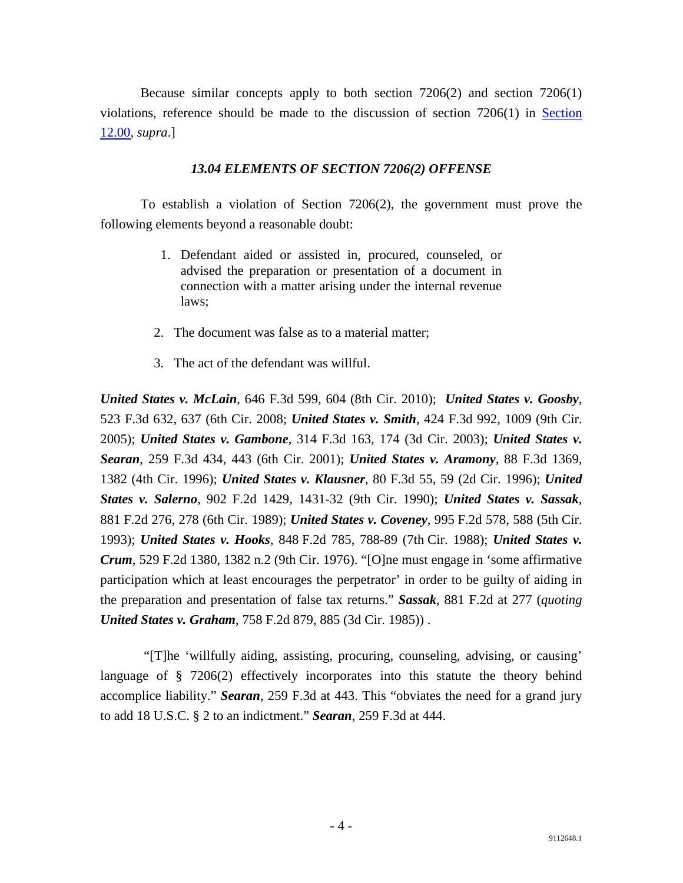Because similar concepts apply to both section 7206(2) and section 7206(1) violations, reference should be made to the discussion of section 7206(1) in Section 12.00, *supra*.]

### *13.04 ELEMENTS OF SECTION 7206(2) OFFENSE*

To establish a violation of Section 7206(2), the government must prove the following elements beyond a reasonable doubt:

1. Defendant aided or assisted in, procured, counseled, or advised the preparation or presentation of a document in connection with a matter arising under the internal revenue laws;
2. The document was false as to a material matter;
3. The act of the defendant was willful.

***United States v. McLain***, 646 F.3d 599, 604 (8th Cir. 2010); ***United States v. Goosby***, 523 F.3d 632, 637 (6th Cir. 2008; ***United States v. Smith***, 424 F.3d 992, 1009 (9th Cir. 2005); ***United States v. Gambone***, 314 F.3d 163, 174 (3d Cir. 2003); ***United States v. Searan***, 259 F.3d 434, 443 (6th Cir. 2001); ***United States v. Aramony***, 88 F.3d 1369, 1382 (4th Cir. 1996); ***United States v. Klausner***, 80 F.3d 55, 59 (2d Cir. 1996); ***United States v. Salerno***, 902 F.2d 1429, 1431-32 (9th Cir. 1990); ***United States v. Sassak***, 881 F.2d 276, 278 (6th Cir. 1989); ***United States v. Coveney***, 995 F.2d 578, 588 (5th Cir. 1993); ***United States v. Hooks***, 848 F.2d 785, 788-89 (7th Cir. 1988); ***United States v. Crum***, 529 F.2d 1380, 1382 n.2 (9th Cir. 1976). "[O]ne must engage in 'some affirmative participation which at least encourages the perpetrator' in order to be guilty of aiding in the preparation and presentation of false tax returns." ***Sassak***, 881 F.2d at 277 (*quoting* ***United States v. Graham***, 758 F.2d 879, 885 (3d Cir. 1985)) .

"[T]he 'willfully aiding, assisting, procuring, counseling, advising, or causing' language of § 7206(2) effectively incorporates into this statute the theory behind accomplice liability." ***Searan***, 259 F.3d at 443. This "obviates the need for a grand jury to add 18 U.S.C. § 2 to an indictment." ***Searan***, 259 F.3d at 444.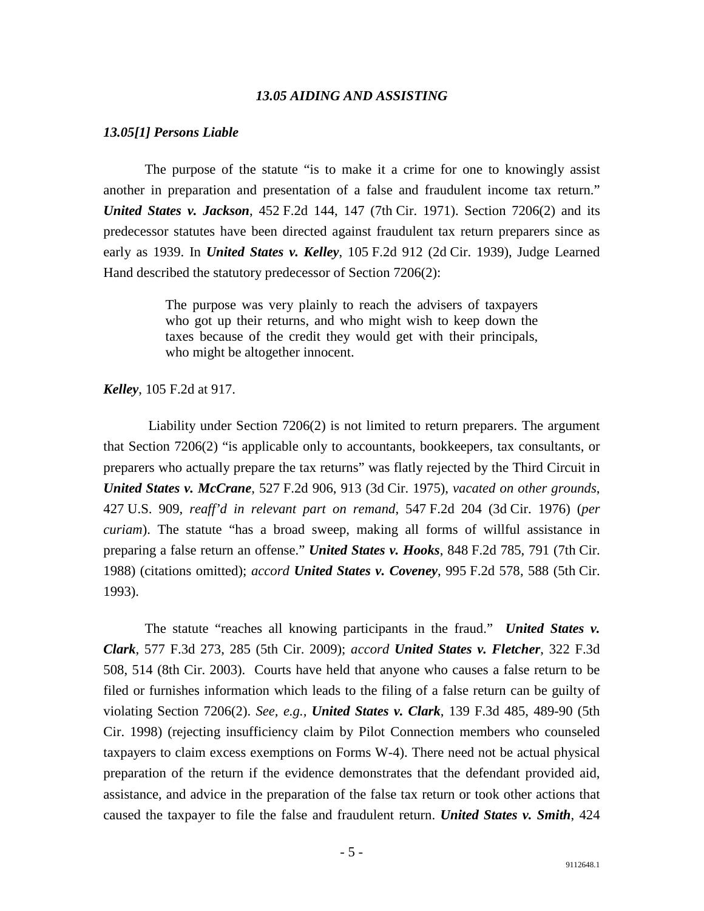### *13.05 AIDING AND ASSISTING*

#### *13.05[1] Persons Liable*

The purpose of the statute "is to make it a crime for one to knowingly assist another in preparation and presentation of a false and fraudulent income tax return." ***United States v. Jackson***, 452 F.2d 144, 147 (7th Cir. 1971). Section 7206(2) and its predecessor statutes have been directed against fraudulent tax return preparers since as early as 1939. In ***United States v. Kelley***, 105 F.2d 912 (2d Cir. 1939), Judge Learned Hand described the statutory predecessor of Section 7206(2):

> The purpose was very plainly to reach the advisers of taxpayers who got up their returns, and who might wish to keep down the taxes because of the credit they would get with their principals, who might be altogether innocent.

***Kelley***, 105 F.2d at 917.

Liability under Section 7206(2) is not limited to return preparers. The argument that Section 7206(2) "is applicable only to accountants, bookkeepers, tax consultants, or preparers who actually prepare the tax returns" was flatly rejected by the Third Circuit in ***United States v. McCrane***, 527 F.2d 906, 913 (3d Cir. 1975), *vacated on other grounds*, 427 U.S. 909, *reaff'd in relevant part on remand*, 547 F.2d 204 (3d Cir. 1976) (*per curiam*). The statute "has a broad sweep, making all forms of willful assistance in preparing a false return an offense." ***United States v. Hooks***, 848 F.2d 785, 791 (7th Cir. 1988) (citations omitted); *accord* ***United States v. Coveney***, 995 F.2d 578, 588 (5th Cir. 1993).

The statute "reaches all knowing participants in the fraud." ***United States v. Clark***, 577 F.3d 273, 285 (5th Cir. 2009); *accord* ***United States v. Fletcher***, 322 F.3d 508, 514 (8th Cir. 2003). Courts have held that anyone who causes a false return to be filed or furnishes information which leads to the filing of a false return can be guilty of violating Section 7206(2). *See, e.g.*, ***United States v. Clark***, 139 F.3d 485, 489-90 (5th Cir. 1998) (rejecting insufficiency claim by Pilot Connection members who counseled taxpayers to claim excess exemptions on Forms W-4). There need not be actual physical preparation of the return if the evidence demonstrates that the defendant provided aid, assistance, and advice in the preparation of the false tax return or took other actions that caused the taxpayer to file the false and fraudulent return. ***United States v. Smith***, 424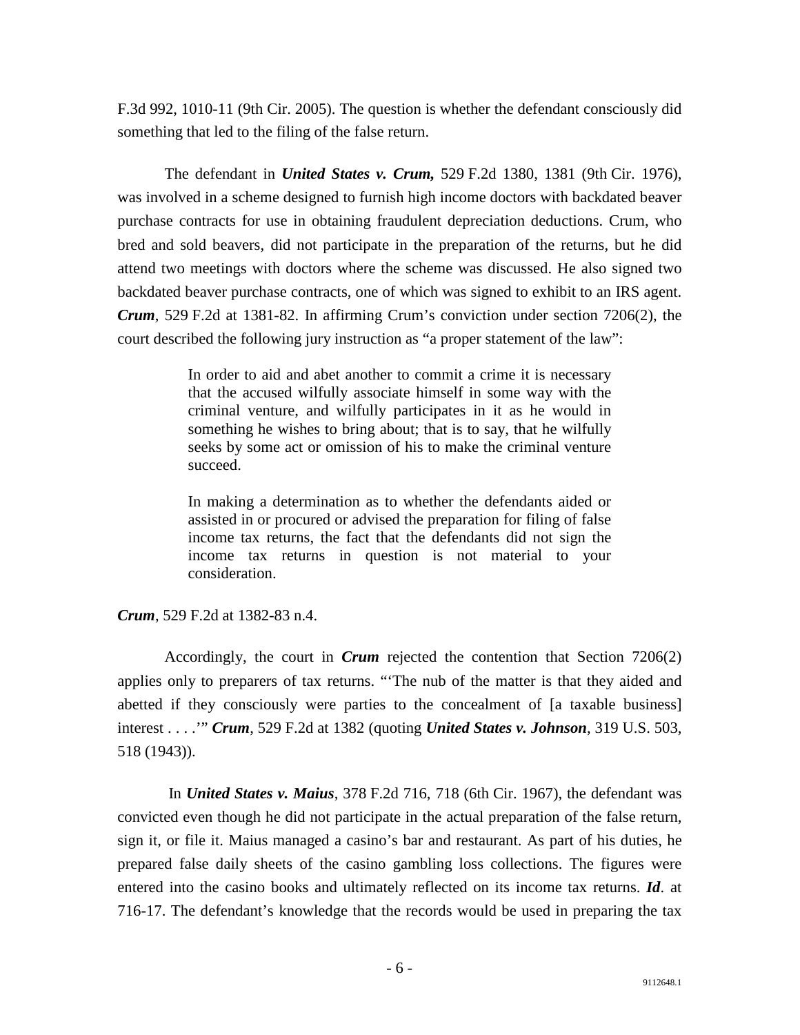F.3d 992, 1010-11 (9th Cir. 2005). The question is whether the defendant consciously did something that led to the filing of the false return.

The defendant in ***United States v. Crum,*** 529 F.2d 1380, 1381 (9th Cir. 1976), was involved in a scheme designed to furnish high income doctors with backdated beaver purchase contracts for use in obtaining fraudulent depreciation deductions. Crum, who bred and sold beavers, did not participate in the preparation of the returns, but he did attend two meetings with doctors where the scheme was discussed. He also signed two backdated beaver purchase contracts, one of which was signed to exhibit to an IRS agent. ***Crum***, 529 F.2d at 1381-82. In affirming Crum's conviction under section 7206(2), the court described the following jury instruction as "a proper statement of the law":

> In order to aid and abet another to commit a crime it is necessary that the accused wilfully associate himself in some way with the criminal venture, and wilfully participates in it as he would in something he wishes to bring about; that is to say, that he wilfully seeks by some act or omission of his to make the criminal venture succeed.
>
> In making a determination as to whether the defendants aided or assisted in or procured or advised the preparation for filing of false income tax returns, the fact that the defendants did not sign the income tax returns in question is not material to your consideration.

***Crum***, 529 F.2d at 1382-83 n.4.

Accordingly, the court in ***Crum*** rejected the contention that Section 7206(2) applies only to preparers of tax returns. "'The nub of the matter is that they aided and abetted if they consciously were parties to the concealment of [a taxable business] interest . . . .'" ***Crum***, 529 F.2d at 1382 (quoting ***United States v. Johnson***, 319 U.S. 503, 518 (1943)).

In ***United States v. Maius***, 378 F.2d 716, 718 (6th Cir. 1967), the defendant was convicted even though he did not participate in the actual preparation of the false return, sign it, or file it. Maius managed a casino's bar and restaurant. As part of his duties, he prepared false daily sheets of the casino gambling loss collections. The figures were entered into the casino books and ultimately reflected on its income tax returns. ***Id***. at 716-17. The defendant's knowledge that the records would be used in preparing the tax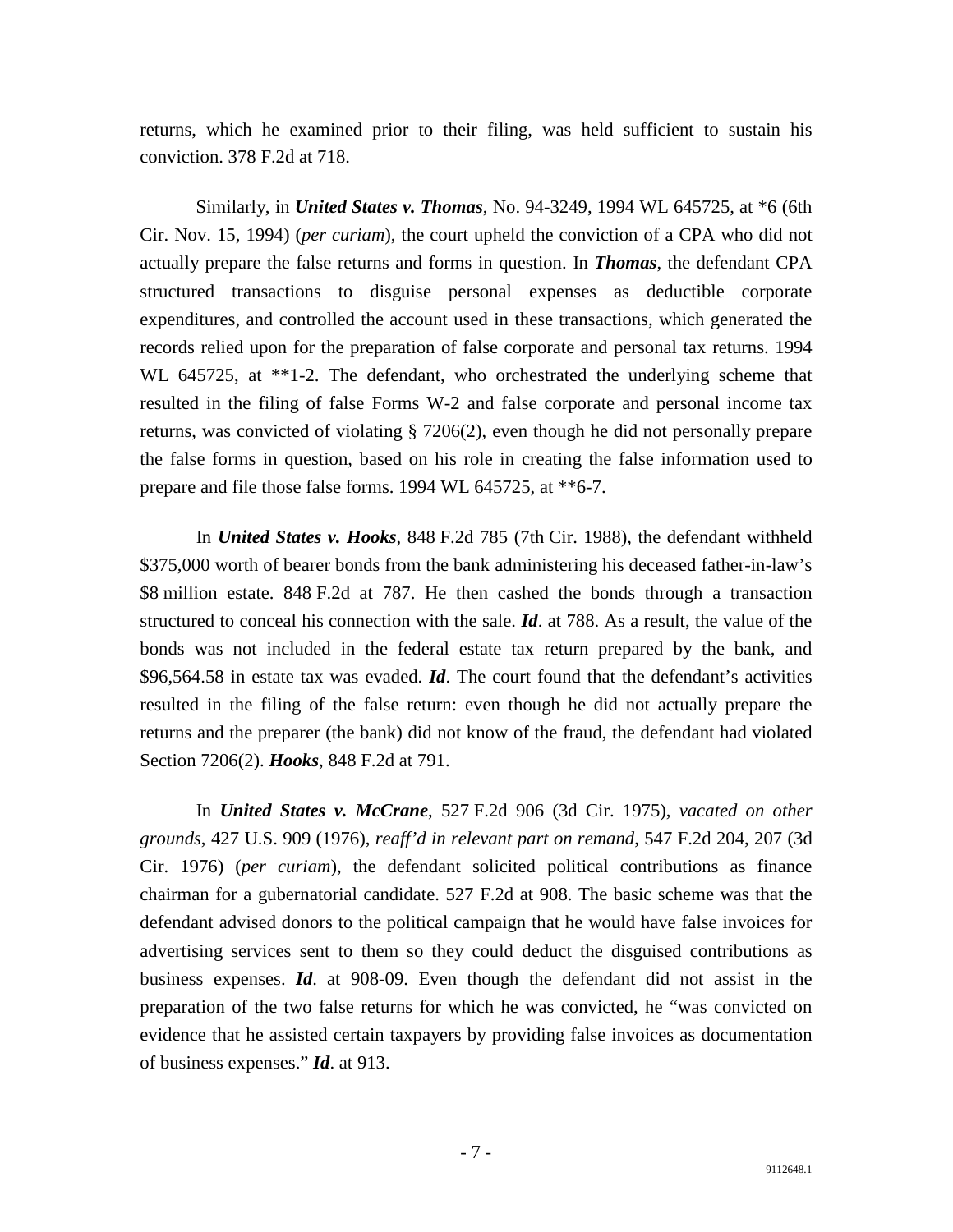returns, which he examined prior to their filing, was held sufficient to sustain his conviction. 378 F.2d at 718.

Similarly, in ***United States v. Thomas***, No. 94-3249, 1994 WL 645725, at *6 (6th Cir. Nov. 15, 1994) (*per curiam*), the court upheld the conviction of a CPA who did not actually prepare the false returns and forms in question. In ***Thomas***, the defendant CPA structured transactions to disguise personal expenses as deductible corporate expenditures, and controlled the account used in these transactions, which generated the records relied upon for the preparation of false corporate and personal tax returns. 1994 WL 645725, at **1-2. The defendant, who orchestrated the underlying scheme that resulted in the filing of false Forms W-2 and false corporate and personal income tax returns, was convicted of violating § 7206(2), even though he did not personally prepare the false forms in question, based on his role in creating the false information used to prepare and file those false forms. 1994 WL 645725, at **6-7.

In ***United States v. Hooks***, 848 F.2d 785 (7th Cir. 1988), the defendant withheld $375,000 worth of bearer bonds from the bank administering his deceased father-in-law's $8 million estate. 848 F.2d at 787. He then cashed the bonds through a transaction structured to conceal his connection with the sale. ***Id***. at 788. As a result, the value of the bonds was not included in the federal estate tax return prepared by the bank, and $96,564.58 in estate tax was evaded. ***Id***. The court found that the defendant's activities resulted in the filing of the false return: even though he did not actually prepare the returns and the preparer (the bank) did not know of the fraud, the defendant had violated Section 7206(2). ***Hooks***, 848 F.2d at 791.

In ***United States v. McCrane***, 527 F.2d 906 (3d Cir. 1975), *vacated on other grounds*, 427 U.S. 909 (1976), *reaff'd in relevant part on remand*, 547 F.2d 204, 207 (3d Cir. 1976) (*per curiam*), the defendant solicited political contributions as finance chairman for a gubernatorial candidate. 527 F.2d at 908. The basic scheme was that the defendant advised donors to the political campaign that he would have false invoices for advertising services sent to them so they could deduct the disguised contributions as business expenses. ***Id***. at 908-09. Even though the defendant did not assist in the preparation of the two false returns for which he was convicted, he "was convicted on evidence that he assisted certain taxpayers by providing false invoices as documentation of business expenses." ***Id***. at 913.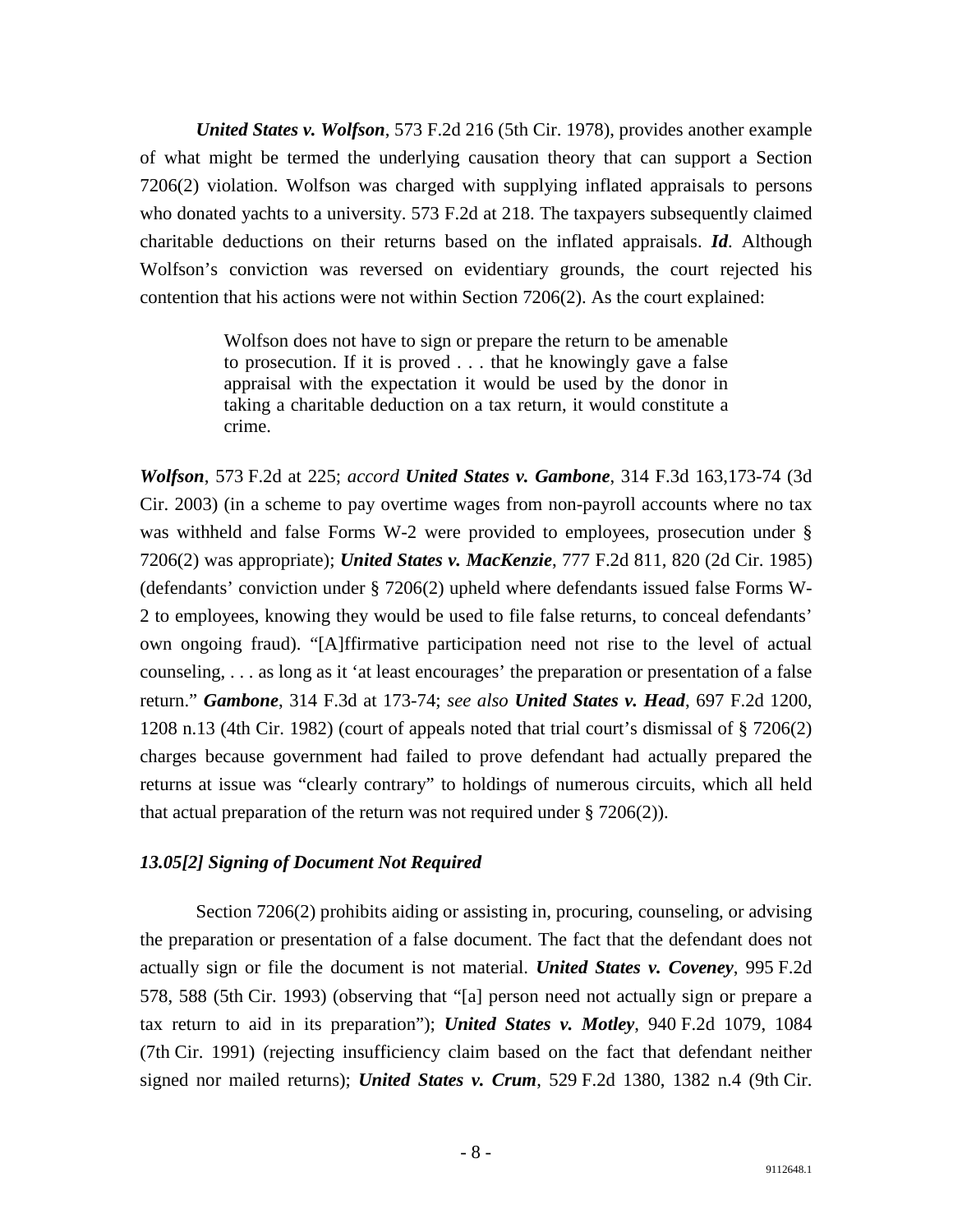***United States v. Wolfson***, 573 F.2d 216 (5th Cir. 1978), provides another example of what might be termed the underlying causation theory that can support a Section 7206(2) violation. Wolfson was charged with supplying inflated appraisals to persons who donated yachts to a university. 573 F.2d at 218. The taxpayers subsequently claimed charitable deductions on their returns based on the inflated appraisals. ***Id***. Although Wolfson's conviction was reversed on evidentiary grounds, the court rejected his contention that his actions were not within Section 7206(2). As the court explained:

> Wolfson does not have to sign or prepare the return to be amenable to prosecution. If it is proved . . . that he knowingly gave a false appraisal with the expectation it would be used by the donor in taking a charitable deduction on a tax return, it would constitute a crime.

***Wolfson***, 573 F.2d at 225; *accord* ***United States v. Gambone***, 314 F.3d 163,173-74 (3d Cir. 2003) (in a scheme to pay overtime wages from non-payroll accounts where no tax was withheld and false Forms W-2 were provided to employees, prosecution under § 7206(2) was appropriate); ***United States v. MacKenzie***, 777 F.2d 811, 820 (2d Cir. 1985) (defendants' conviction under § 7206(2) upheld where defendants issued false Forms W-2 to employees, knowing they would be used to file false returns, to conceal defendants' own ongoing fraud). "[A]ffirmative participation need not rise to the level of actual counseling, . . . as long as it 'at least encourages' the preparation or presentation of a false return." ***Gambone***, 314 F.3d at 173-74; *see also* ***United States v. Head***, 697 F.2d 1200, 1208 n.13 (4th Cir. 1982) (court of appeals noted that trial court's dismissal of § 7206(2) charges because government had failed to prove defendant had actually prepared the returns at issue was "clearly contrary" to holdings of numerous circuits, which all held that actual preparation of the return was not required under § 7206(2)).

### *13.05[2] Signing of Document Not Required*

Section 7206(2) prohibits aiding or assisting in, procuring, counseling, or advising the preparation or presentation of a false document. The fact that the defendant does not actually sign or file the document is not material. ***United States v. Coveney***, 995 F.2d 578, 588 (5th Cir. 1993) (observing that "[a] person need not actually sign or prepare a tax return to aid in its preparation"); ***United States v. Motley***, 940 F.2d 1079, 1084 (7th Cir. 1991) (rejecting insufficiency claim based on the fact that defendant neither signed nor mailed returns); ***United States v. Crum***, 529 F.2d 1380, 1382 n.4 (9th Cir.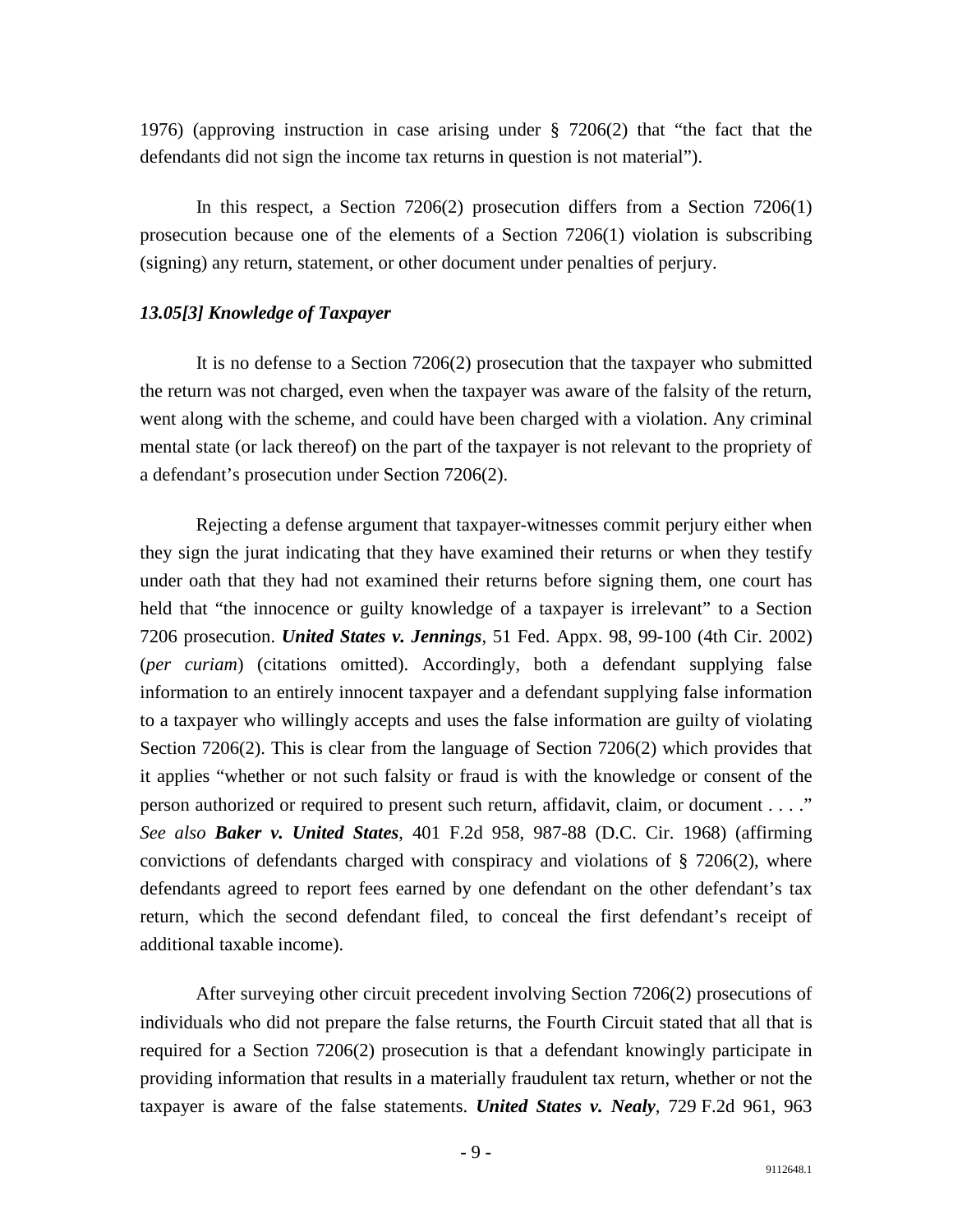1976) (approving instruction in case arising under § 7206(2) that "the fact that the defendants did not sign the income tax returns in question is not material").

In this respect, a Section 7206(2) prosecution differs from a Section 7206(1) prosecution because one of the elements of a Section 7206(1) violation is subscribing (signing) any return, statement, or other document under penalties of perjury.

### *13.05[3] Knowledge of Taxpayer*

It is no defense to a Section 7206(2) prosecution that the taxpayer who submitted the return was not charged, even when the taxpayer was aware of the falsity of the return, went along with the scheme, and could have been charged with a violation. Any criminal mental state (or lack thereof) on the part of the taxpayer is not relevant to the propriety of a defendant's prosecution under Section 7206(2).

Rejecting a defense argument that taxpayer-witnesses commit perjury either when they sign the jurat indicating that they have examined their returns or when they testify under oath that they had not examined their returns before signing them, one court has held that "the innocence or guilty knowledge of a taxpayer is irrelevant" to a Section 7206 prosecution. ***United States v. Jennings***, 51 Fed. Appx. 98, 99-100 (4th Cir. 2002) (*per curiam*) (citations omitted). Accordingly, both a defendant supplying false information to an entirely innocent taxpayer and a defendant supplying false information to a taxpayer who willingly accepts and uses the false information are guilty of violating Section 7206(2). This is clear from the language of Section 7206(2) which provides that it applies "whether or not such falsity or fraud is with the knowledge or consent of the person authorized or required to present such return, affidavit, claim, or document . . . ." *See also* ***Baker v. United States***, 401 F.2d 958, 987-88 (D.C. Cir. 1968) (affirming convictions of defendants charged with conspiracy and violations of § 7206(2), where defendants agreed to report fees earned by one defendant on the other defendant's tax return, which the second defendant filed, to conceal the first defendant's receipt of additional taxable income).

After surveying other circuit precedent involving Section 7206(2) prosecutions of individuals who did not prepare the false returns, the Fourth Circuit stated that all that is required for a Section 7206(2) prosecution is that a defendant knowingly participate in providing information that results in a materially fraudulent tax return, whether or not the taxpayer is aware of the false statements. ***United States v. Nealy***, 729 F.2d 961, 963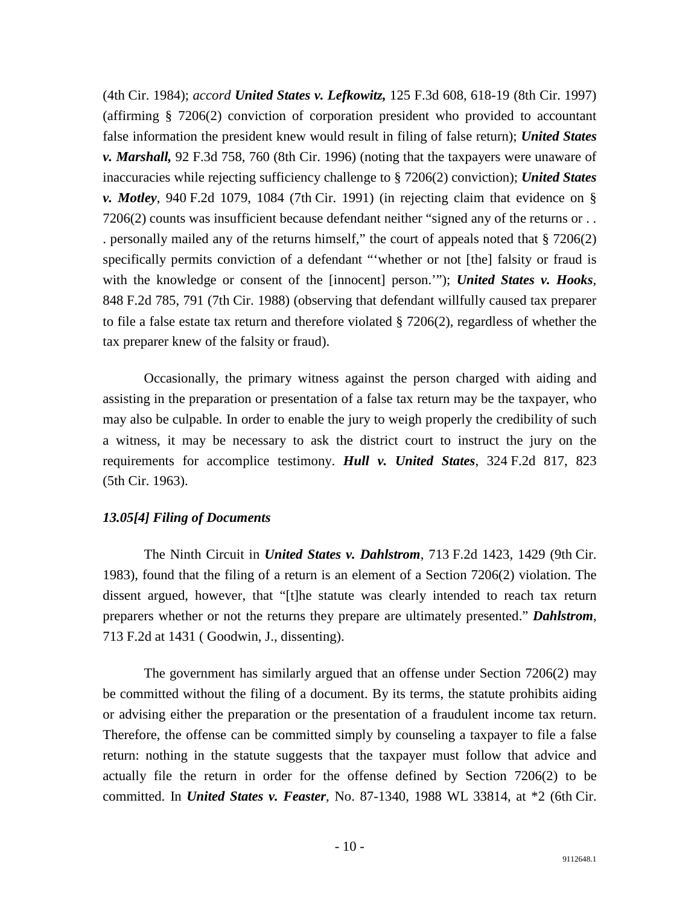(4th Cir. 1984); *accord* ***United States v. Lefkowitz,*** 125 F.3d 608, 618-19 (8th Cir. 1997) (affirming § 7206(2) conviction of corporation president who provided to accountant false information the president knew would result in filing of false return); ***United States v. Marshall,*** 92 F.3d 758, 760 (8th Cir. 1996) (noting that the taxpayers were unaware of inaccuracies while rejecting sufficiency challenge to § 7206(2) conviction); ***United States v. Motley***, 940 F.2d 1079, 1084 (7th Cir. 1991) (in rejecting claim that evidence on § 7206(2) counts was insufficient because defendant neither "signed any of the returns or . . . personally mailed any of the returns himself," the court of appeals noted that § 7206(2) specifically permits conviction of a defendant "'whether or not [the] falsity or fraud is with the knowledge or consent of the [innocent] person.'"); ***United States v. Hooks***, 848 F.2d 785, 791 (7th Cir. 1988) (observing that defendant willfully caused tax preparer to file a false estate tax return and therefore violated § 7206(2), regardless of whether the tax preparer knew of the falsity or fraud).

Occasionally, the primary witness against the person charged with aiding and assisting in the preparation or presentation of a false tax return may be the taxpayer, who may also be culpable. In order to enable the jury to weigh properly the credibility of such a witness, it may be necessary to ask the district court to instruct the jury on the requirements for accomplice testimony. ***Hull v. United States***, 324 F.2d 817, 823 (5th Cir. 1963).

### *13.05[4] Filing of Documents*

The Ninth Circuit in ***United States v. Dahlstrom***, 713 F.2d 1423, 1429 (9th Cir. 1983), found that the filing of a return is an element of a Section 7206(2) violation. The dissent argued, however, that "[t]he statute was clearly intended to reach tax return preparers whether or not the returns they prepare are ultimately presented." ***Dahlstrom***, 713 F.2d at 1431 ( Goodwin, J., dissenting).

The government has similarly argued that an offense under Section 7206(2) may be committed without the filing of a document. By its terms, the statute prohibits aiding or advising either the preparation or the presentation of a fraudulent income tax return. Therefore, the offense can be committed simply by counseling a taxpayer to file a false return: nothing in the statute suggests that the taxpayer must follow that advice and actually file the return in order for the offense defined by Section 7206(2) to be committed. In ***United States v. Feaster***, No. 87-1340, 1988 WL 33814, at *2 (6th Cir.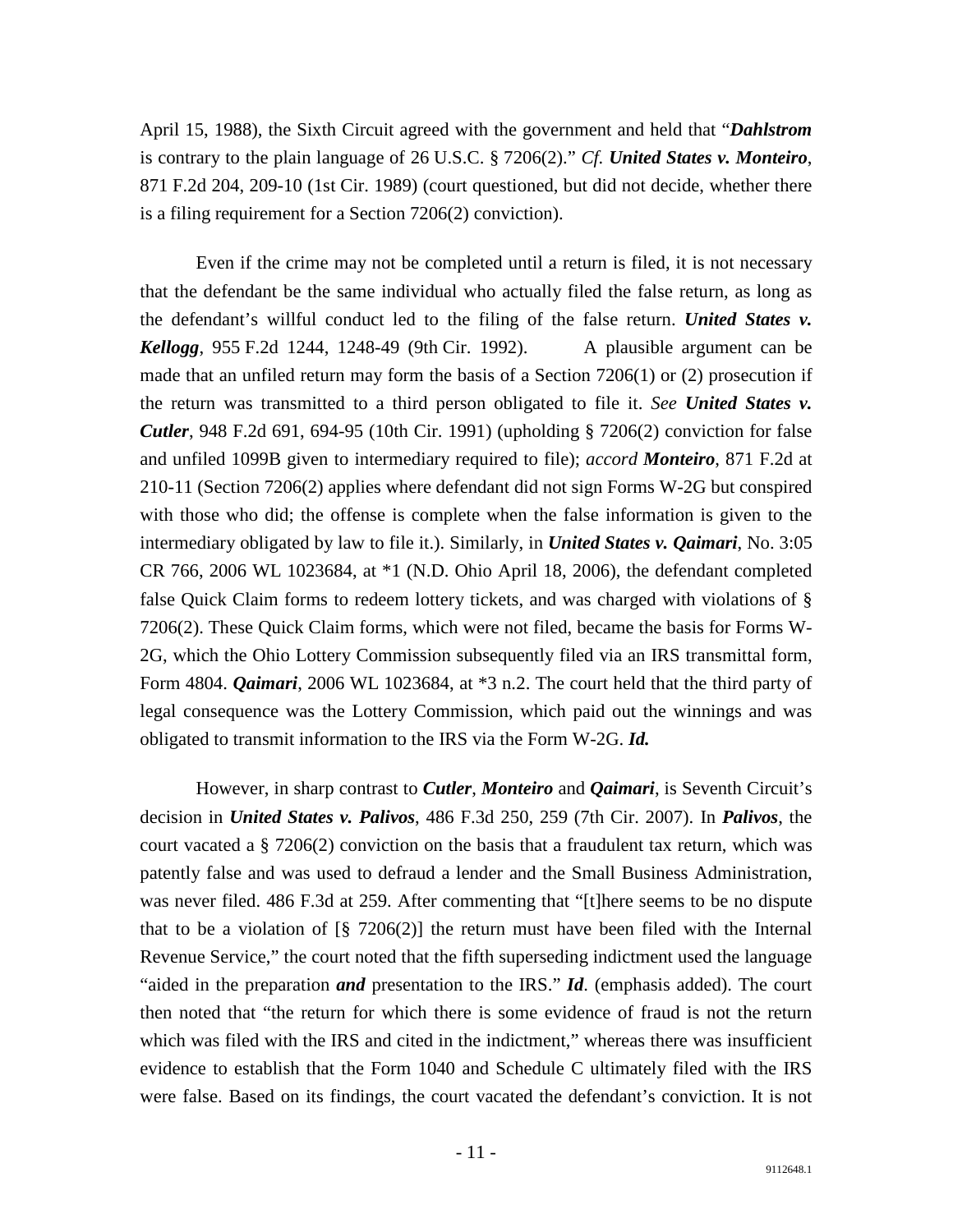April 15, 1988), the Sixth Circuit agreed with the government and held that "***Dahlstrom*** is contrary to the plain language of 26 U.S.C. § 7206(2)." *Cf.* ***United States v. Monteiro***, 871 F.2d 204, 209-10 (1st Cir. 1989) (court questioned, but did not decide, whether there is a filing requirement for a Section 7206(2) conviction).

Even if the crime may not be completed until a return is filed, it is not necessary that the defendant be the same individual who actually filed the false return, as long as the defendant's willful conduct led to the filing of the false return. ***United States v. Kellogg***, 955 F.2d 1244, 1248-49 (9th Cir. 1992). A plausible argument can be made that an unfiled return may form the basis of a Section 7206(1) or (2) prosecution if the return was transmitted to a third person obligated to file it. *See* ***United States v. Cutler***, 948 F.2d 691, 694-95 (10th Cir. 1991) (upholding § 7206(2) conviction for false and unfiled 1099B given to intermediary required to file); *accord* ***Monteiro***, 871 F.2d at 210-11 (Section 7206(2) applies where defendant did not sign Forms W-2G but conspired with those who did; the offense is complete when the false information is given to the intermediary obligated by law to file it.). Similarly, in ***United States v. Qaimari***, No. 3:05 CR 766, 2006 WL 1023684, at *1 (N.D. Ohio April 18, 2006), the defendant completed false Quick Claim forms to redeem lottery tickets, and was charged with violations of § 7206(2). These Quick Claim forms, which were not filed, became the basis for Forms W-2G, which the Ohio Lottery Commission subsequently filed via an IRS transmittal form, Form 4804. ***Qaimari***, 2006 WL 1023684, at *3 n.2. The court held that the third party of legal consequence was the Lottery Commission, which paid out the winnings and was obligated to transmit information to the IRS via the Form W-2G. ***Id.***

However, in sharp contrast to ***Cutler***, ***Monteiro*** and ***Qaimari***, is Seventh Circuit's decision in ***United States v. Palivos***, 486 F.3d 250, 259 (7th Cir. 2007). In ***Palivos***, the court vacated a § 7206(2) conviction on the basis that a fraudulent tax return, which was patently false and was used to defraud a lender and the Small Business Administration, was never filed. 486 F.3d at 259. After commenting that "[t]here seems to be no dispute that to be a violation of [§ 7206(2)] the return must have been filed with the Internal Revenue Service," the court noted that the fifth superseding indictment used the language "aided in the preparation ***and*** presentation to the IRS." ***Id***. (emphasis added). The court then noted that "the return for which there is some evidence of fraud is not the return which was filed with the IRS and cited in the indictment," whereas there was insufficient evidence to establish that the Form 1040 and Schedule C ultimately filed with the IRS were false. Based on its findings, the court vacated the defendant's conviction. It is not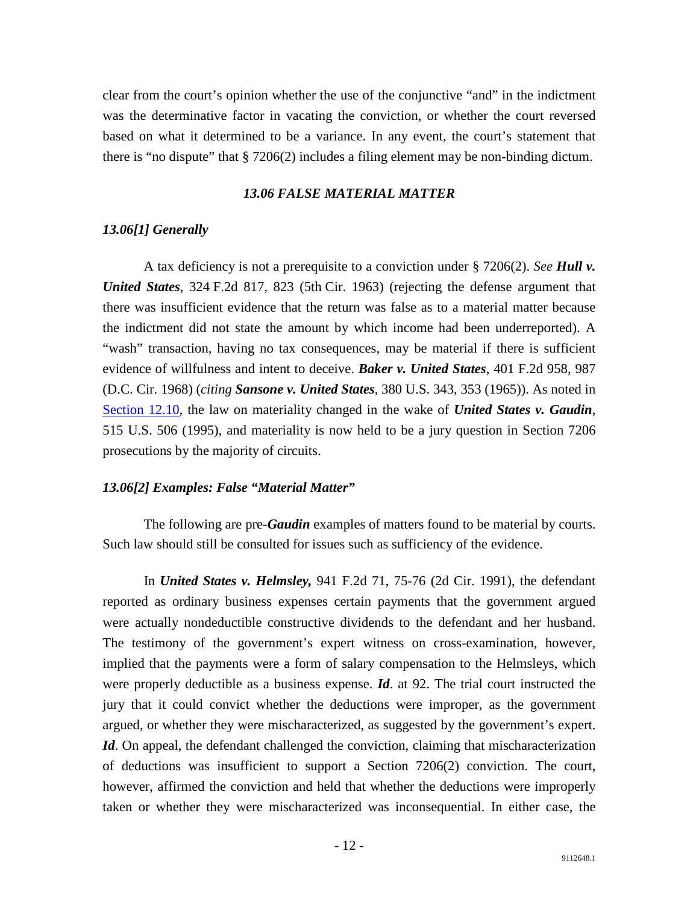clear from the court's opinion whether the use of the conjunctive "and" in the indictment was the determinative factor in vacating the conviction, or whether the court reversed based on what it determined to be a variance. In any event, the court's statement that there is "no dispute" that § 7206(2) includes a filing element may be non-binding dictum.

### *13.06 FALSE MATERIAL MATTER*

#### *13.06[1] Generally*

A tax deficiency is not a prerequisite to a conviction under § 7206(2). *See* ***Hull v. United States***, 324 F.2d 817, 823 (5th Cir. 1963) (rejecting the defense argument that there was insufficient evidence that the return was false as to a material matter because the indictment did not state the amount by which income had been underreported). A "wash" transaction, having no tax consequences, may be material if there is sufficient evidence of willfulness and intent to deceive. ***Baker v. United States***, 401 F.2d 958, 987 (D.C. Cir. 1968) (*citing* ***Sansone v. United States***, 380 U.S. 343, 353 (1965)). As noted in Section 12.10, the law on materiality changed in the wake of ***United States v. Gaudin***, 515 U.S. 506 (1995), and materiality is now held to be a jury question in Section 7206 prosecutions by the majority of circuits.

#### *13.06[2] Examples: False "Material Matter"*

The following are pre-***Gaudin*** examples of matters found to be material by courts. Such law should still be consulted for issues such as sufficiency of the evidence.

In ***United States v. Helmsley,*** 941 F.2d 71, 75-76 (2d Cir. 1991), the defendant reported as ordinary business expenses certain payments that the government argued were actually nondeductible constructive dividends to the defendant and her husband. The testimony of the government's expert witness on cross-examination, however, implied that the payments were a form of salary compensation to the Helmsleys, which were properly deductible as a business expense. ***Id***. at 92. The trial court instructed the jury that it could convict whether the deductions were improper, as the government argued, or whether they were mischaracterized, as suggested by the government's expert. ***Id***. On appeal, the defendant challenged the conviction, claiming that mischaracterization of deductions was insufficient to support a Section 7206(2) conviction. The court, however, affirmed the conviction and held that whether the deductions were improperly taken or whether they were mischaracterized was inconsequential. In either case, the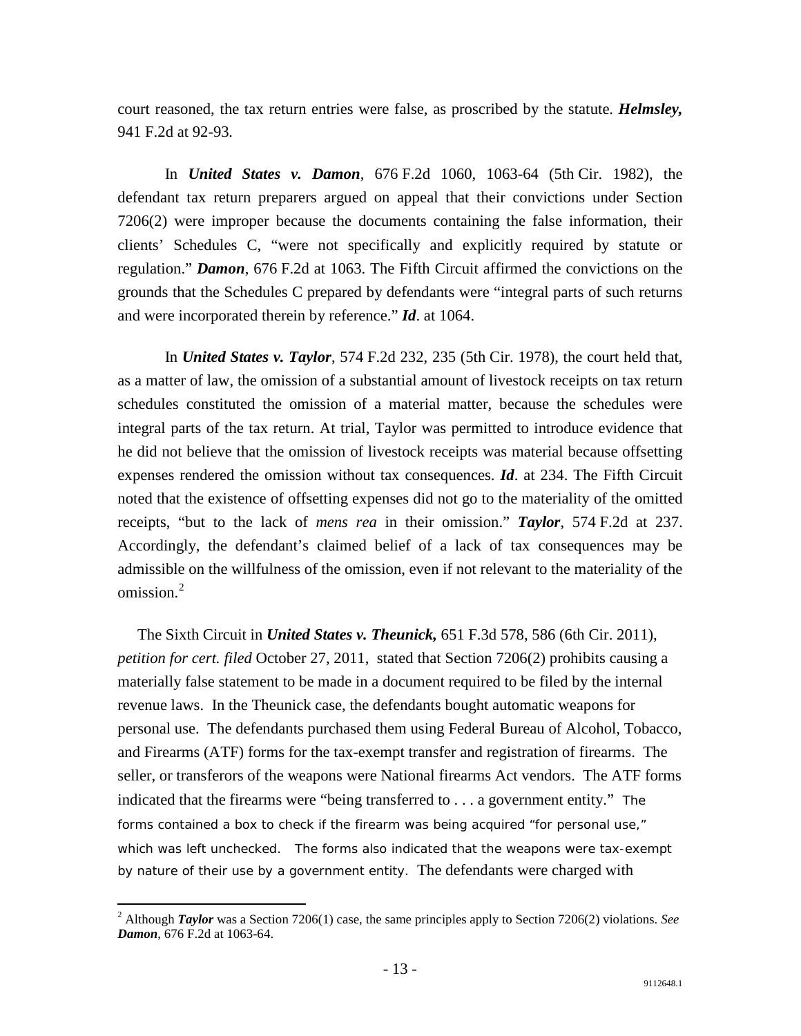court reasoned, the tax return entries were false, as proscribed by the statute. ***Helmsley,*** 941 F.2d at 92-93.

In ***United States v. Damon***, 676 F.2d 1060, 1063-64 (5th Cir. 1982), the defendant tax return preparers argued on appeal that their convictions under Section 7206(2) were improper because the documents containing the false information, their clients' Schedules C, "were not specifically and explicitly required by statute or regulation." ***Damon***, 676 F.2d at 1063. The Fifth Circuit affirmed the convictions on the grounds that the Schedules C prepared by defendants were "integral parts of such returns and were incorporated therein by reference." ***Id***. at 1064.

In ***United States v. Taylor***, 574 F.2d 232, 235 (5th Cir. 1978), the court held that, as a matter of law, the omission of a substantial amount of livestock receipts on tax return schedules constituted the omission of a material matter, because the schedules were integral parts of the tax return. At trial, Taylor was permitted to introduce evidence that he did not believe that the omission of livestock receipts was material because offsetting expenses rendered the omission without tax consequences. ***Id***. at 234. The Fifth Circuit noted that the existence of offsetting expenses did not go to the materiality of the omitted receipts, "but to the lack of *mens rea* in their omission." ***Taylor***, 574 F.2d at 237. Accordingly, the defendant's claimed belief of a lack of tax consequences may be admissible on the willfulness of the omission, even if not relevant to the materiality of the omission.[2]

The Sixth Circuit in ***United States v. Theunick,*** 651 F.3d 578, 586 (6th Cir. 2011), *petition for cert. filed* October 27, 2011, stated that Section 7206(2) prohibits causing a materially false statement to be made in a document required to be filed by the internal revenue laws. In the Theunick case, the defendants bought automatic weapons for personal use. The defendants purchased them using Federal Bureau of Alcohol, Tobacco, and Firearms (ATF) forms for the tax-exempt transfer and registration of firearms. The seller, or transferors of the weapons were National firearms Act vendors. The ATF forms indicated that the firearms were "being transferred to . . . a government entity." The forms contained a box to check if the firearm was being acquired "for personal use," which was left unchecked. The forms also indicated that the weapons were tax-exempt by nature of their use by a government entity. The defendants were charged with

[2] Although ***Taylor*** was a Section 7206(1) case, the same principles apply to Section 7206(2) violations. *See* ***Damon***, 676 F.2d at 1063-64.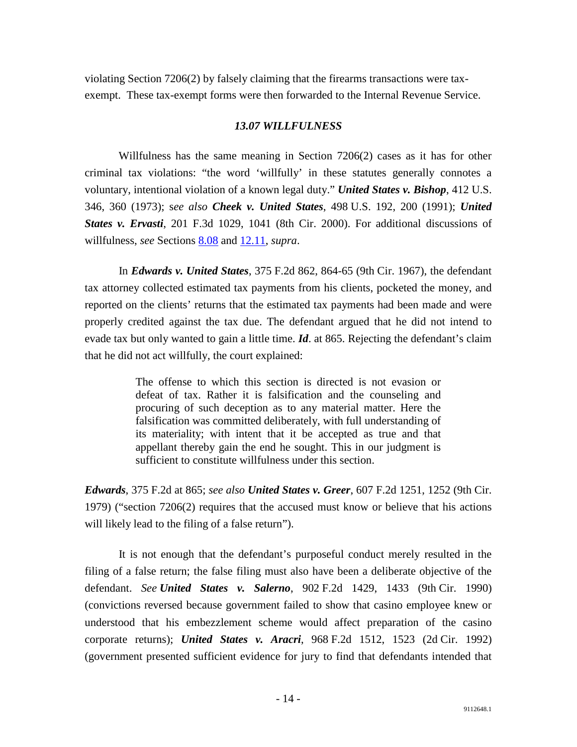violating Section 7206(2) by falsely claiming that the firearms transactions were tax-exempt. These tax-exempt forms were then forwarded to the Internal Revenue Service.

### *13.07 WILLFULNESS*

Willfulness has the same meaning in Section 7206(2) cases as it has for other criminal tax violations: "the word 'willfully' in these statutes generally connotes a voluntary, intentional violation of a known legal duty." ***United States v. Bishop***, 412 U.S. 346, 360 (1973); *see also* ***Cheek v. United States***, 498 U.S. 192, 200 (1991); ***United States v. Ervasti***, 201 F.3d 1029, 1041 (8th Cir. 2000). For additional discussions of willfulness, *see* Sections 8.08 and 12.11, *supra*.

In ***Edwards v. United States***, 375 F.2d 862, 864-65 (9th Cir. 1967), the defendant tax attorney collected estimated tax payments from his clients, pocketed the money, and reported on the clients' returns that the estimated tax payments had been made and were properly credited against the tax due. The defendant argued that he did not intend to evade tax but only wanted to gain a little time. ***Id***. at 865. Rejecting the defendant's claim that he did not act willfully, the court explained:

> The offense to which this section is directed is not evasion or defeat of tax. Rather it is falsification and the counseling and procuring of such deception as to any material matter. Here the falsification was committed deliberately, with full understanding of its materiality; with intent that it be accepted as true and that appellant thereby gain the end he sought. This in our judgment is sufficient to constitute willfulness under this section.

***Edwards***, 375 F.2d at 865; *see also* ***United States v. Greer***, 607 F.2d 1251, 1252 (9th Cir. 1979) ("section 7206(2) requires that the accused must know or believe that his actions will likely lead to the filing of a false return").

It is not enough that the defendant's purposeful conduct merely resulted in the filing of a false return; the false filing must also have been a deliberate objective of the defendant. *See* ***United States v. Salerno***, 902 F.2d 1429, 1433 (9th Cir. 1990) (convictions reversed because government failed to show that casino employee knew or understood that his embezzlement scheme would affect preparation of the casino corporate returns); ***United States v. Aracri***, 968 F.2d 1512, 1523 (2d Cir. 1992) (government presented sufficient evidence for jury to find that defendants intended that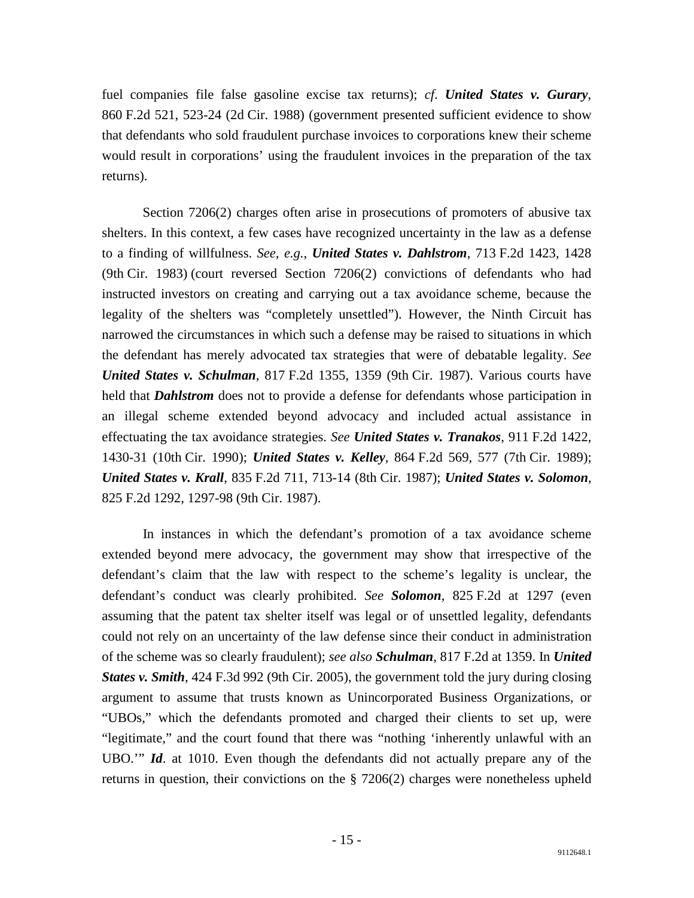fuel companies file false gasoline excise tax returns); *cf*. ***United States v. Gurary***, 860 F.2d 521, 523-24 (2d Cir. 1988) (government presented sufficient evidence to show that defendants who sold fraudulent purchase invoices to corporations knew their scheme would result in corporations' using the fraudulent invoices in the preparation of the tax returns).

Section 7206(2) charges often arise in prosecutions of promoters of abusive tax shelters. In this context, a few cases have recognized uncertainty in the law as a defense to a finding of willfulness. *See*, *e.g.*, ***United States v. Dahlstrom***, 713 F.2d 1423, 1428 (9th Cir. 1983) (court reversed Section 7206(2) convictions of defendants who had instructed investors on creating and carrying out a tax avoidance scheme, because the legality of the shelters was "completely unsettled"). However, the Ninth Circuit has narrowed the circumstances in which such a defense may be raised to situations in which the defendant has merely advocated tax strategies that were of debatable legality. *See* ***United States v. Schulman***, 817 F.2d 1355, 1359 (9th Cir. 1987). Various courts have held that ***Dahlstrom*** does not to provide a defense for defendants whose participation in an illegal scheme extended beyond advocacy and included actual assistance in effectuating the tax avoidance strategies. *See* ***United States v. Tranakos***, 911 F.2d 1422, 1430-31 (10th Cir. 1990); ***United States v. Kelley***, 864 F.2d 569, 577 (7th Cir. 1989); ***United States v. Krall***, 835 F.2d 711, 713-14 (8th Cir. 1987); ***United States v. Solomon***, 825 F.2d 1292, 1297-98 (9th Cir. 1987).

In instances in which the defendant's promotion of a tax avoidance scheme extended beyond mere advocacy, the government may show that irrespective of the defendant's claim that the law with respect to the scheme's legality is unclear, the defendant's conduct was clearly prohibited. *See* ***Solomon***, 825 F.2d at 1297 (even assuming that the patent tax shelter itself was legal or of unsettled legality, defendants could not rely on an uncertainty of the law defense since their conduct in administration of the scheme was so clearly fraudulent); *see also* ***Schulman***, 817 F.2d at 1359. In ***United States v. Smith***, 424 F.3d 992 (9th Cir. 2005), the government told the jury during closing argument to assume that trusts known as Unincorporated Business Organizations, or "UBOs," which the defendants promoted and charged their clients to set up, were "legitimate," and the court found that there was "nothing 'inherently unlawful with an UBO.'" ***Id***. at 1010. Even though the defendants did not actually prepare any of the returns in question, their convictions on the § 7206(2) charges were nonetheless upheld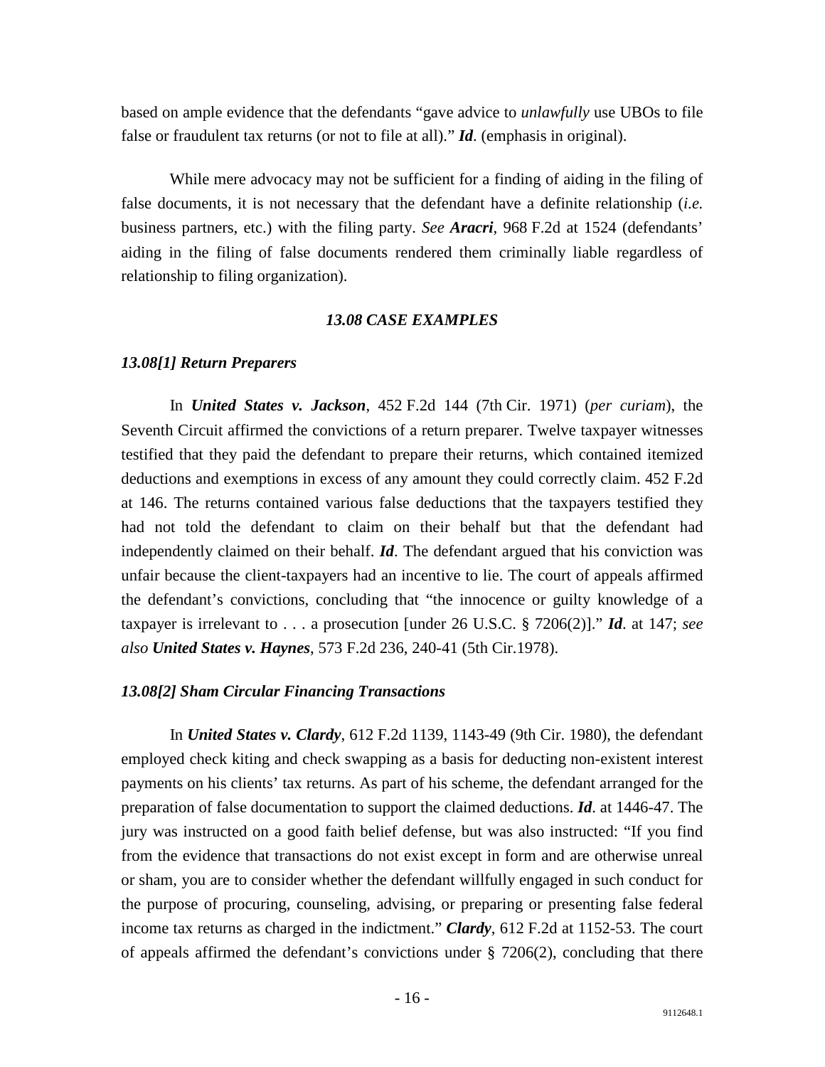based on ample evidence that the defendants "gave advice to *unlawfully* use UBOs to file false or fraudulent tax returns (or not to file at all)." ***Id***. (emphasis in original).

While mere advocacy may not be sufficient for a finding of aiding in the filing of false documents, it is not necessary that the defendant have a definite relationship (*i.e.* business partners, etc.) with the filing party. *See* ***Aracri***, 968 F.2d at 1524 (defendants' aiding in the filing of false documents rendered them criminally liable regardless of relationship to filing organization).

### *13.08 CASE EXAMPLES*

#### *13.08[1] Return Preparers*

In ***United States v. Jackson***, 452 F.2d 144 (7th Cir. 1971) (*per curiam*), the Seventh Circuit affirmed the convictions of a return preparer. Twelve taxpayer witnesses testified that they paid the defendant to prepare their returns, which contained itemized deductions and exemptions in excess of any amount they could correctly claim. 452 F.2d at 146. The returns contained various false deductions that the taxpayers testified they had not told the defendant to claim on their behalf but that the defendant had independently claimed on their behalf. ***Id***. The defendant argued that his conviction was unfair because the client-taxpayers had an incentive to lie. The court of appeals affirmed the defendant's convictions, concluding that "the innocence or guilty knowledge of a taxpayer is irrelevant to . . . a prosecution [under 26 U.S.C. § 7206(2)]." ***Id***. at 147; *see also* ***United States v. Haynes***, 573 F.2d 236, 240-41 (5th Cir.1978).

#### *13.08[2] Sham Circular Financing Transactions*

In ***United States v. Clardy***, 612 F.2d 1139, 1143-49 (9th Cir. 1980), the defendant employed check kiting and check swapping as a basis for deducting non-existent interest payments on his clients' tax returns. As part of his scheme, the defendant arranged for the preparation of false documentation to support the claimed deductions. ***Id***. at 1446-47. The jury was instructed on a good faith belief defense, but was also instructed: "If you find from the evidence that transactions do not exist except in form and are otherwise unreal or sham, you are to consider whether the defendant willfully engaged in such conduct for the purpose of procuring, counseling, advising, or preparing or presenting false federal income tax returns as charged in the indictment." ***Clardy***, 612 F.2d at 1152-53. The court of appeals affirmed the defendant's convictions under § 7206(2), concluding that there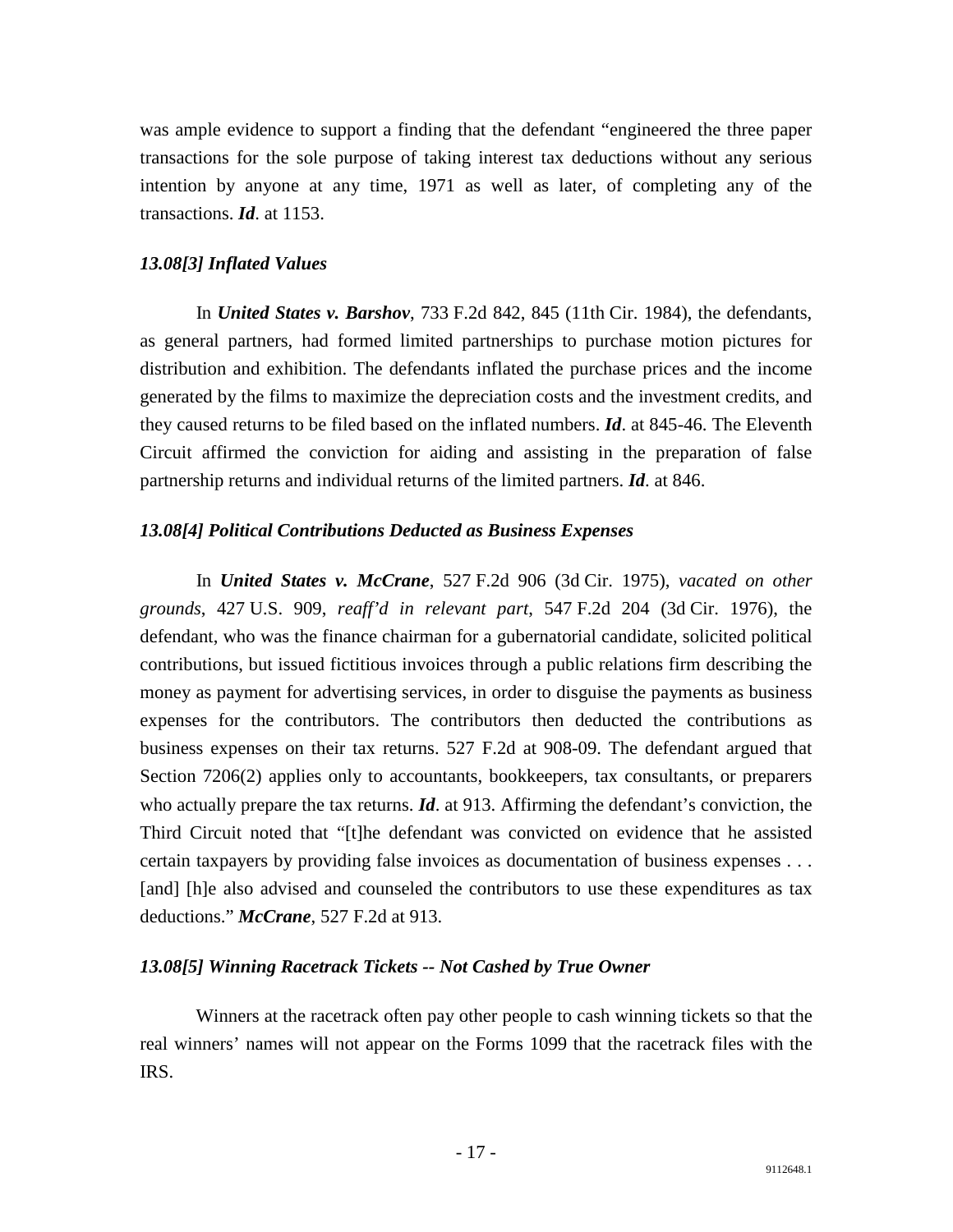was ample evidence to support a finding that the defendant "engineered the three paper transactions for the sole purpose of taking interest tax deductions without any serious intention by anyone at any time, 1971 as well as later, of completing any of the transactions. ***Id***. at 1153.

### *13.08[3] Inflated Values*

In ***United States v. Barshov***, 733 F.2d 842, 845 (11th Cir. 1984), the defendants, as general partners, had formed limited partnerships to purchase motion pictures for distribution and exhibition. The defendants inflated the purchase prices and the income generated by the films to maximize the depreciation costs and the investment credits, and they caused returns to be filed based on the inflated numbers. ***Id***. at 845-46. The Eleventh Circuit affirmed the conviction for aiding and assisting in the preparation of false partnership returns and individual returns of the limited partners. ***Id***. at 846.

### *13.08[4] Political Contributions Deducted as Business Expenses*

In ***United States v. McCrane***, 527 F.2d 906 (3d Cir. 1975), *vacated on other grounds*, 427 U.S. 909, *reaff'd in relevant part*, 547 F.2d 204 (3d Cir. 1976), the defendant, who was the finance chairman for a gubernatorial candidate, solicited political contributions, but issued fictitious invoices through a public relations firm describing the money as payment for advertising services, in order to disguise the payments as business expenses for the contributors. The contributors then deducted the contributions as business expenses on their tax returns. 527 F.2d at 908-09. The defendant argued that Section 7206(2) applies only to accountants, bookkeepers, tax consultants, or preparers who actually prepare the tax returns. ***Id***. at 913. Affirming the defendant's conviction, the Third Circuit noted that "[t]he defendant was convicted on evidence that he assisted certain taxpayers by providing false invoices as documentation of business expenses . . . [and] [h]e also advised and counseled the contributors to use these expenditures as tax deductions." ***McCrane***, 527 F.2d at 913.

### *13.08[5] Winning Racetrack Tickets -- Not Cashed by True Owner*

Winners at the racetrack often pay other people to cash winning tickets so that the real winners' names will not appear on the Forms 1099 that the racetrack files with the IRS.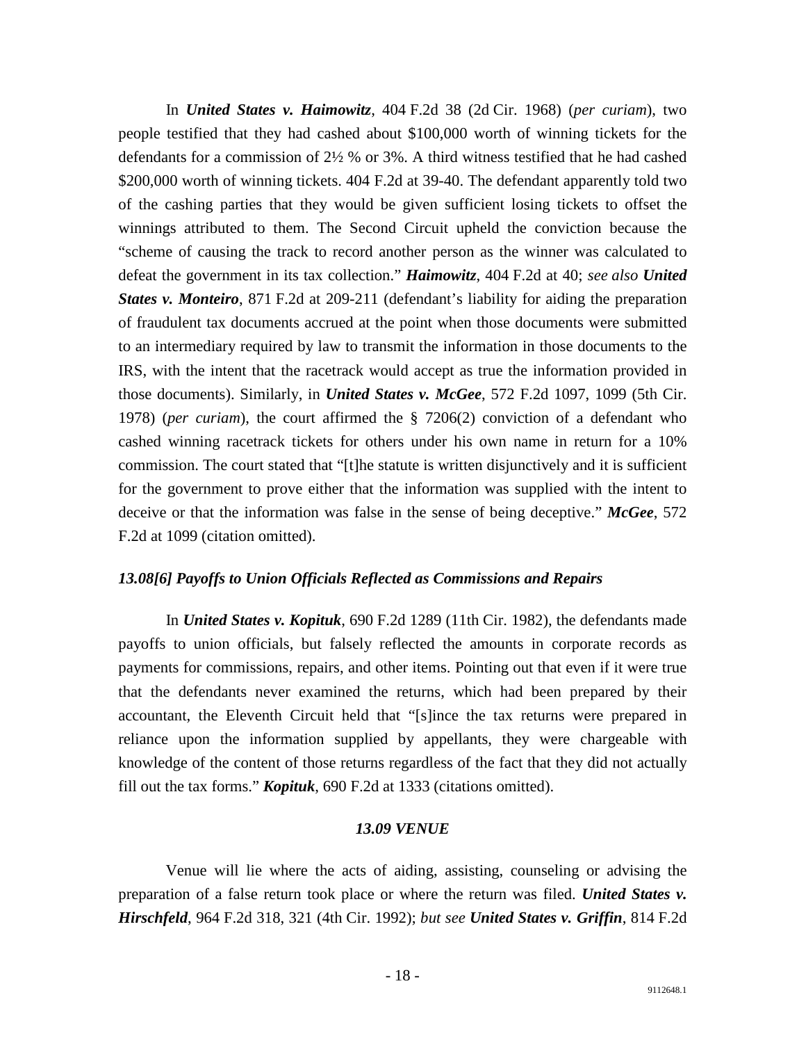In ***United States v. Haimowitz***, 404 F.2d 38 (2d Cir. 1968) (*per curiam*), two people testified that they had cashed about $100,000 worth of winning tickets for the defendants for a commission of 2½ % or 3%. A third witness testified that he had cashed $200,000 worth of winning tickets. 404 F.2d at 39-40. The defendant apparently told two of the cashing parties that they would be given sufficient losing tickets to offset the winnings attributed to them. The Second Circuit upheld the conviction because the "scheme of causing the track to record another person as the winner was calculated to defeat the government in its tax collection." ***Haimowitz***, 404 F.2d at 40; *see also* ***United States v. Monteiro***, 871 F.2d at 209-211 (defendant's liability for aiding the preparation of fraudulent tax documents accrued at the point when those documents were submitted to an intermediary required by law to transmit the information in those documents to the IRS, with the intent that the racetrack would accept as true the information provided in those documents). Similarly, in ***United States v. McGee***, 572 F.2d 1097, 1099 (5th Cir. 1978) (*per curiam*), the court affirmed the § 7206(2) conviction of a defendant who cashed winning racetrack tickets for others under his own name in return for a 10% commission. The court stated that "[t]he statute is written disjunctively and it is sufficient for the government to prove either that the information was supplied with the intent to deceive or that the information was false in the sense of being deceptive." ***McGee***, 572 F.2d at 1099 (citation omitted).

### *13.08[6] Payoffs to Union Officials Reflected as Commissions and Repairs*

In ***United States v. Kopituk***, 690 F.2d 1289 (11th Cir. 1982), the defendants made payoffs to union officials, but falsely reflected the amounts in corporate records as payments for commissions, repairs, and other items. Pointing out that even if it were true that the defendants never examined the returns, which had been prepared by their accountant, the Eleventh Circuit held that "[s]ince the tax returns were prepared in reliance upon the information supplied by appellants, they were chargeable with knowledge of the content of those returns regardless of the fact that they did not actually fill out the tax forms." ***Kopituk***, 690 F.2d at 1333 (citations omitted).

## *13.09 VENUE*

Venue will lie where the acts of aiding, assisting, counseling or advising the preparation of a false return took place or where the return was filed. ***United States v. Hirschfeld***, 964 F.2d 318, 321 (4th Cir. 1992); *but see* ***United States v. Griffin***, 814 F.2d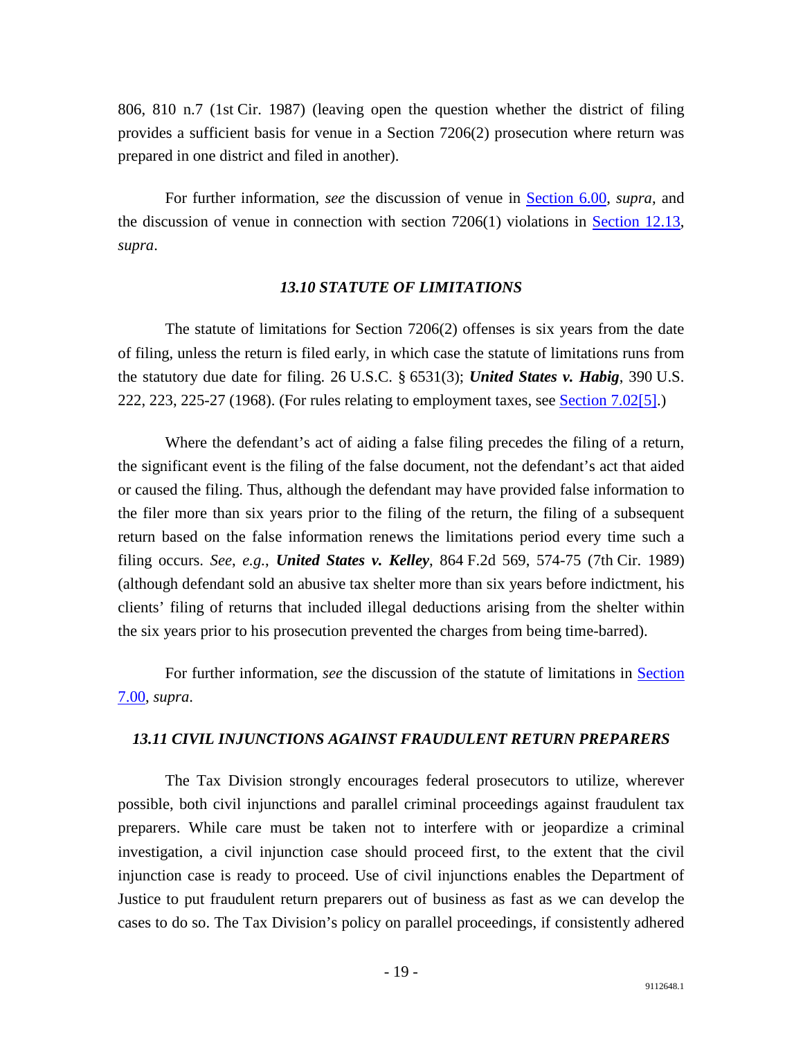806, 810 n.7 (1st Cir. 1987) (leaving open the question whether the district of filing provides a sufficient basis for venue in a Section 7206(2) prosecution where return was prepared in one district and filed in another).

For further information, *see* the discussion of venue in Section 6.00, *supra*, and the discussion of venue in connection with section 7206(1) violations in Section 12.13, *supra*.

### *13.10 STATUTE OF LIMITATIONS*

The statute of limitations for Section 7206(2) offenses is six years from the date of filing, unless the return is filed early, in which case the statute of limitations runs from the statutory due date for filing. 26 U.S.C. § 6531(3); ***United States v. Habig***, 390 U.S. 222, 223, 225-27 (1968). (For rules relating to employment taxes, see Section 7.02[5].)

Where the defendant's act of aiding a false filing precedes the filing of a return, the significant event is the filing of the false document, not the defendant's act that aided or caused the filing. Thus, although the defendant may have provided false information to the filer more than six years prior to the filing of the return, the filing of a subsequent return based on the false information renews the limitations period every time such a filing occurs. *See, e.g.*, ***United States v. Kelley***, 864 F.2d 569, 574-75 (7th Cir. 1989) (although defendant sold an abusive tax shelter more than six years before indictment, his clients' filing of returns that included illegal deductions arising from the shelter within the six years prior to his prosecution prevented the charges from being time-barred).

For further information, *see* the discussion of the statute of limitations in Section 7.00, *supra*.

### *13.11 CIVIL INJUNCTIONS AGAINST FRAUDULENT RETURN PREPARERS*

The Tax Division strongly encourages federal prosecutors to utilize, wherever possible, both civil injunctions and parallel criminal proceedings against fraudulent tax preparers. While care must be taken not to interfere with or jeopardize a criminal investigation, a civil injunction case should proceed first, to the extent that the civil injunction case is ready to proceed. Use of civil injunctions enables the Department of Justice to put fraudulent return preparers out of business as fast as we can develop the cases to do so. The Tax Division's policy on parallel proceedings, if consistently adhered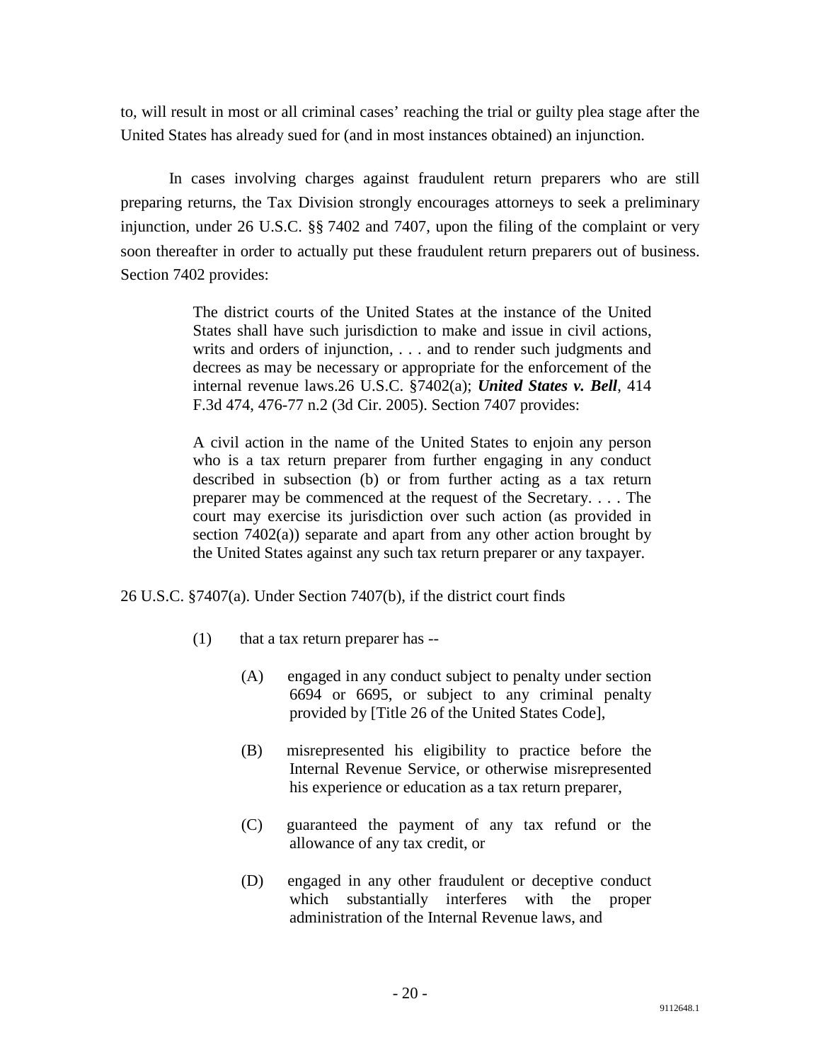to, will result in most or all criminal cases' reaching the trial or guilty plea stage after the United States has already sued for (and in most instances obtained) an injunction.

In cases involving charges against fraudulent return preparers who are still preparing returns, the Tax Division strongly encourages attorneys to seek a preliminary injunction, under 26 U.S.C. §§ 7402 and 7407, upon the filing of the complaint or very soon thereafter in order to actually put these fraudulent return preparers out of business. Section 7402 provides:

> The district courts of the United States at the instance of the United States shall have such jurisdiction to make and issue in civil actions, writs and orders of injunction, . . . and to render such judgments and decrees as may be necessary or appropriate for the enforcement of the internal revenue laws.26 U.S.C. §7402(a); ***United States v. Bell***, 414 F.3d 474, 476-77 n.2 (3d Cir. 2005). Section 7407 provides:
>
> A civil action in the name of the United States to enjoin any person who is a tax return preparer from further engaging in any conduct described in subsection (b) or from further acting as a tax return preparer may be commenced at the request of the Secretary. . . . The court may exercise its jurisdiction over such action (as provided in section 7402(a)) separate and apart from any other action brought by the United States against any such tax return preparer or any taxpayer.

26 U.S.C. §7407(a). Under Section 7407(b), if the district court finds

> (1) that a tax return preparer has --
>
> > (A) engaged in any conduct subject to penalty under section 6694 or 6695, or subject to any criminal penalty provided by [Title 26 of the United States Code],
> >
> > (B) misrepresented his eligibility to practice before the Internal Revenue Service, or otherwise misrepresented his experience or education as a tax return preparer,
> >
> > (C) guaranteed the payment of any tax refund or the allowance of any tax credit, or
> >
> > (D) engaged in any other fraudulent or deceptive conduct which substantially interferes with the proper administration of the Internal Revenue laws, and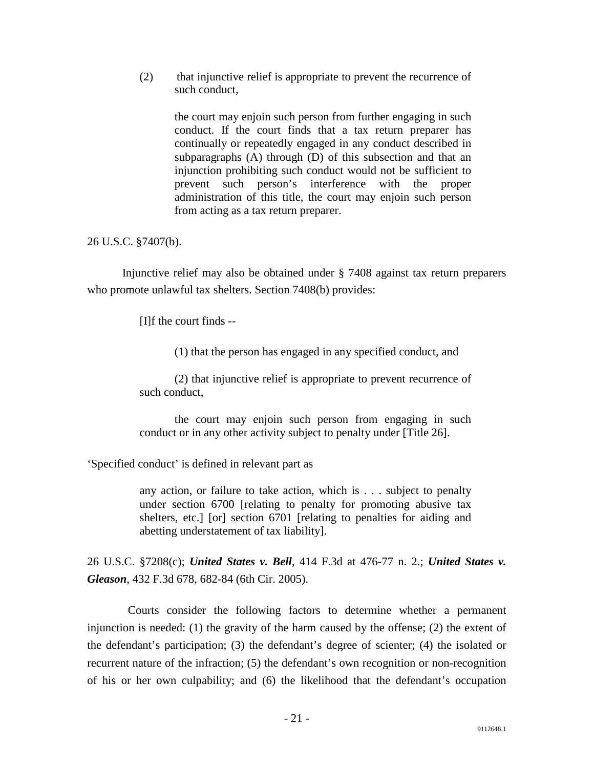> (2) that injunctive relief is appropriate to prevent the recurrence of such conduct,
>
> the court may enjoin such person from further engaging in such conduct. If the court finds that a tax return preparer has continually or repeatedly engaged in any conduct described in subparagraphs (A) through (D) of this subsection and that an injunction prohibiting such conduct would not be sufficient to prevent such person's interference with the proper administration of this title, the court may enjoin such person from acting as a tax return preparer.

26 U.S.C. §7407(b).

Injunctive relief may also be obtained under § 7408 against tax return preparers who promote unlawful tax shelters. Section 7408(b) provides:

> [I]f the court finds --
>
> (1) that the person has engaged in any specified conduct, and
>
> (2) that injunctive relief is appropriate to prevent recurrence of such conduct,
>
> the court may enjoin such person from engaging in such conduct or in any other activity subject to penalty under [Title 26].

'Specified conduct' is defined in relevant part as

> any action, or failure to take action, which is . . . subject to penalty under section 6700 [relating to penalty for promoting abusive tax shelters, etc.] [or] section 6701 [relating to penalties for aiding and abetting understatement of tax liability].

26 U.S.C. §7208(c); ***United States v. Bell***, 414 F.3d at 476-77 n. 2.; ***United States v. Gleason***, 432 F.3d 678, 682-84 (6th Cir. 2005).

Courts consider the following factors to determine whether a permanent injunction is needed: (1) the gravity of the harm caused by the offense; (2) the extent of the defendant's participation; (3) the defendant's degree of scienter; (4) the isolated or recurrent nature of the infraction; (5) the defendant's own recognition or non-recognition of his or her own culpability; and (6) the likelihood that the defendant's occupation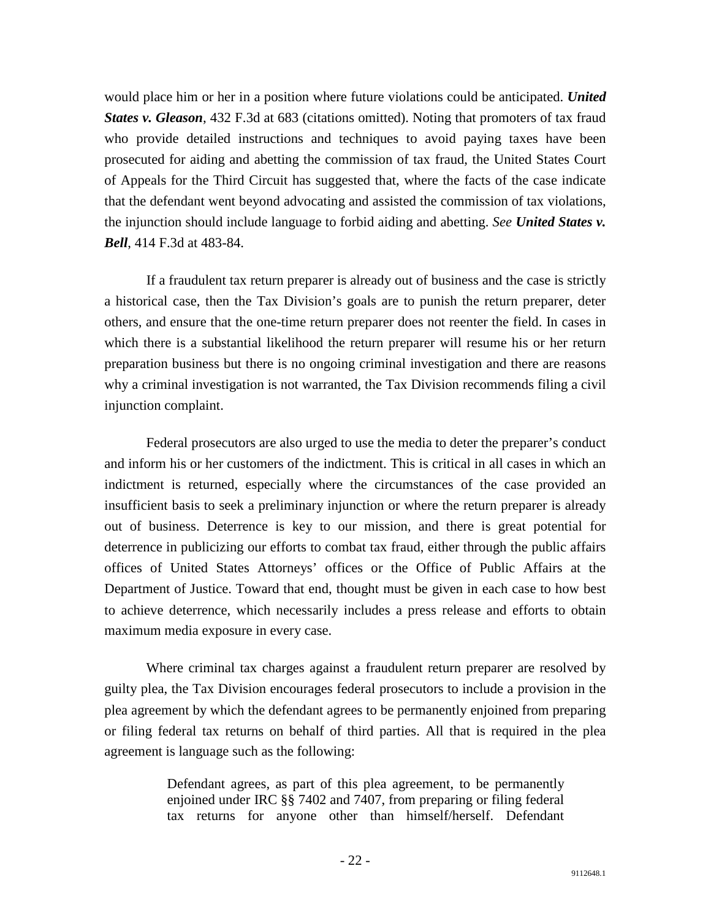would place him or her in a position where future violations could be anticipated. ***United States v. Gleason***, 432 F.3d at 683 (citations omitted). Noting that promoters of tax fraud who provide detailed instructions and techniques to avoid paying taxes have been prosecuted for aiding and abetting the commission of tax fraud, the United States Court of Appeals for the Third Circuit has suggested that, where the facts of the case indicate that the defendant went beyond advocating and assisted the commission of tax violations, the injunction should include language to forbid aiding and abetting. *See* ***United States v. Bell***, 414 F.3d at 483-84.

If a fraudulent tax return preparer is already out of business and the case is strictly a historical case, then the Tax Division's goals are to punish the return preparer, deter others, and ensure that the one-time return preparer does not reenter the field. In cases in which there is a substantial likelihood the return preparer will resume his or her return preparation business but there is no ongoing criminal investigation and there are reasons why a criminal investigation is not warranted, the Tax Division recommends filing a civil injunction complaint.

Federal prosecutors are also urged to use the media to deter the preparer's conduct and inform his or her customers of the indictment. This is critical in all cases in which an indictment is returned, especially where the circumstances of the case provided an insufficient basis to seek a preliminary injunction or where the return preparer is already out of business. Deterrence is key to our mission, and there is great potential for deterrence in publicizing our efforts to combat tax fraud, either through the public affairs offices of United States Attorneys' offices or the Office of Public Affairs at the Department of Justice. Toward that end, thought must be given in each case to how best to achieve deterrence, which necessarily includes a press release and efforts to obtain maximum media exposure in every case.

Where criminal tax charges against a fraudulent return preparer are resolved by guilty plea, the Tax Division encourages federal prosecutors to include a provision in the plea agreement by which the defendant agrees to be permanently enjoined from preparing or filing federal tax returns on behalf of third parties. All that is required in the plea agreement is language such as the following:

> Defendant agrees, as part of this plea agreement, to be permanently enjoined under IRC §§ 7402 and 7407, from preparing or filing federal tax returns for anyone other than himself/herself. Defendant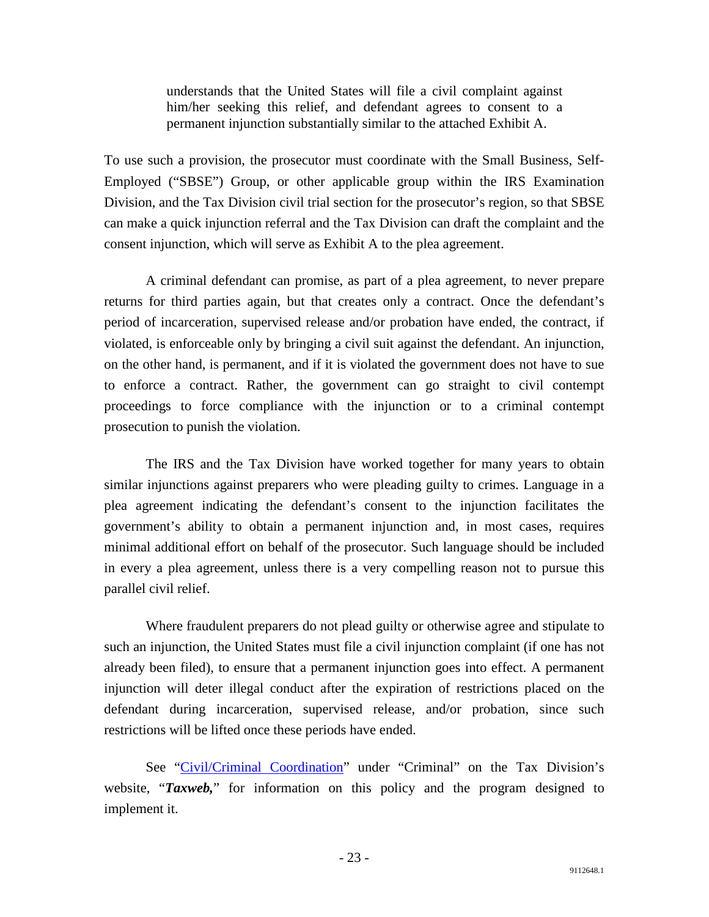> understands that the United States will file a civil complaint against him/her seeking this relief, and defendant agrees to consent to a permanent injunction substantially similar to the attached Exhibit A.

To use such a provision, the prosecutor must coordinate with the Small Business, Self-Employed ("SBSE") Group, or other applicable group within the IRS Examination Division, and the Tax Division civil trial section for the prosecutor's region, so that SBSE can make a quick injunction referral and the Tax Division can draft the complaint and the consent injunction, which will serve as Exhibit A to the plea agreement.

A criminal defendant can promise, as part of a plea agreement, to never prepare returns for third parties again, but that creates only a contract. Once the defendant's period of incarceration, supervised release and/or probation have ended, the contract, if violated, is enforceable only by bringing a civil suit against the defendant. An injunction, on the other hand, is permanent, and if it is violated the government does not have to sue to enforce a contract. Rather, the government can go straight to civil contempt proceedings to force compliance with the injunction or to a criminal contempt prosecution to punish the violation.

The IRS and the Tax Division have worked together for many years to obtain similar injunctions against preparers who were pleading guilty to crimes. Language in a plea agreement indicating the defendant's consent to the injunction facilitates the government's ability to obtain a permanent injunction and, in most cases, requires minimal additional effort on behalf of the prosecutor. Such language should be included in every a plea agreement, unless there is a very compelling reason not to pursue this parallel civil relief.

Where fraudulent preparers do not plead guilty or otherwise agree and stipulate to such an injunction, the United States must file a civil injunction complaint (if one has not already been filed), to ensure that a permanent injunction goes into effect. A permanent injunction will deter illegal conduct after the expiration of restrictions placed on the defendant during incarceration, supervised release, and/or probation, since such restrictions will be lifted once these periods have ended.

See "Civil/Criminal Coordination" under "Criminal" on the Tax Division's website, "***Taxweb,***" for information on this policy and the program designed to implement it.